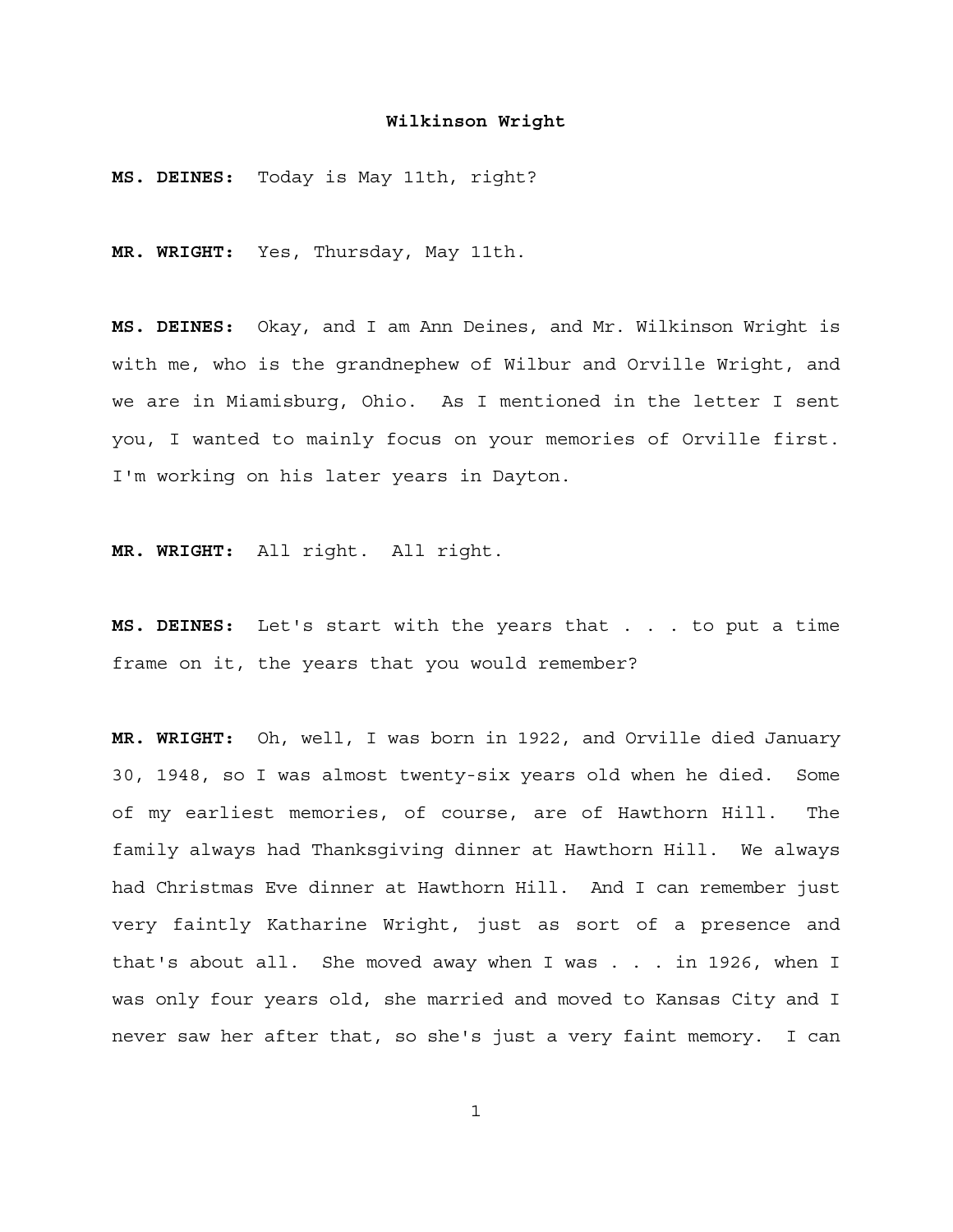**Wilkinson Wright**

**MS. DEINES:** Today is May 11th, right?

**MR. WRIGHT:** Yes, Thursday, May 11th.

**MS. DEINES:** Okay, and I am Ann Deines, and Mr. Wilkinson Wright is with me, who is the grandnephew of Wilbur and Orville Wright, and we are in Miamisburg, Ohio. As I mentioned in the letter I sent you, I wanted to mainly focus on your memories of Orville first. I'm working on his later years in Dayton.

**MR. WRIGHT:** All right. All right.

**MS. DEINES:** Let's start with the years that . . . to put a time frame on it, the years that you would remember?

**MR. WRIGHT:** Oh, well, I was born in 1922, and Orville died January 30, 1948, so I was almost twenty-six years old when he died. Some of my earliest memories, of course, are of Hawthorn Hill. The family always had Thanksgiving dinner at Hawthorn Hill. We always had Christmas Eve dinner at Hawthorn Hill. And I can remember just very faintly Katharine Wright, just as sort of a presence and that's about all. She moved away when I was . . . in 1926, when I was only four years old, she married and moved to Kansas City and I never saw her after that, so she's just a very faint memory. I can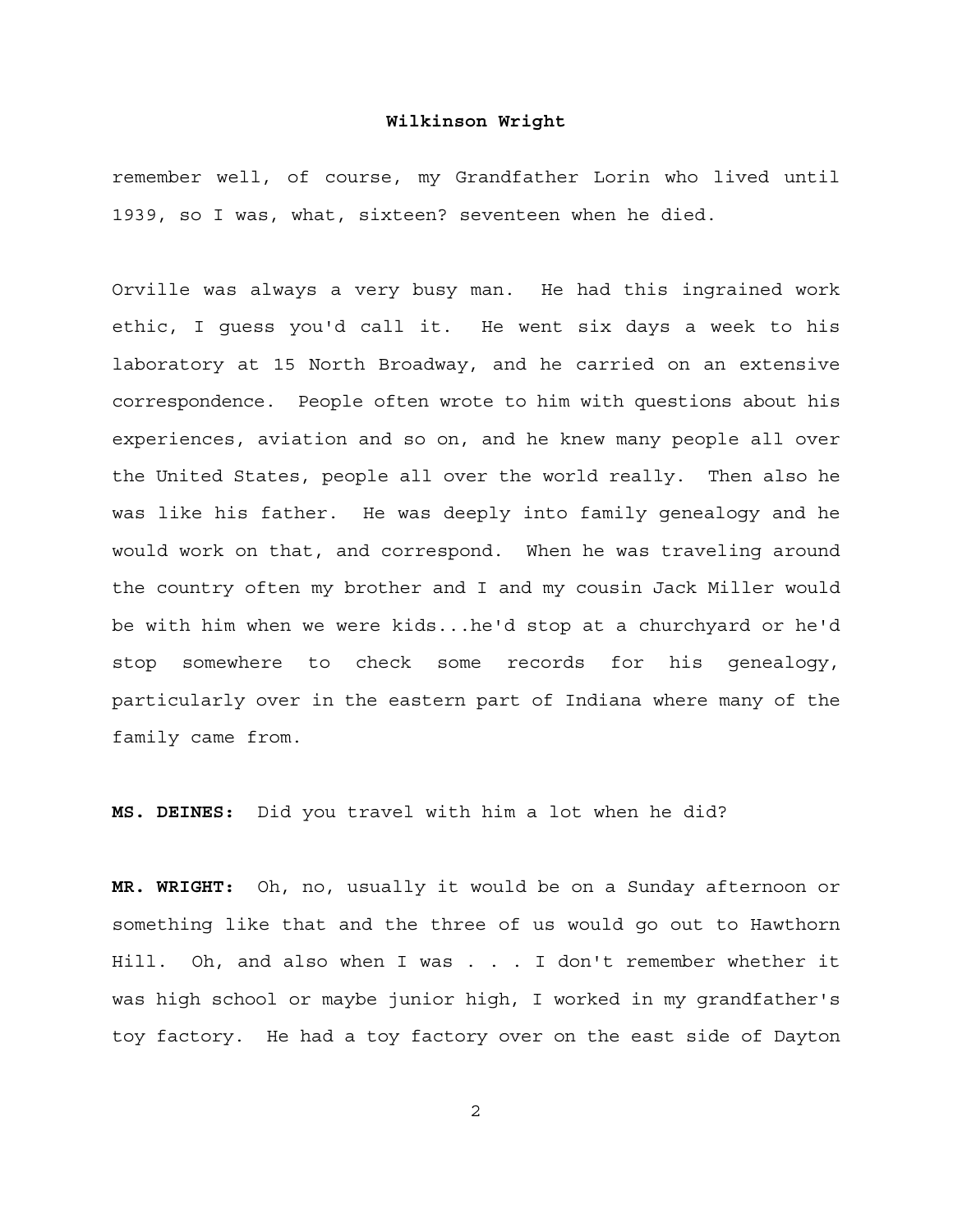remember well, of course, my Grandfather Lorin who lived until 1939, so I was, what, sixteen? seventeen when he died.

Orville was always a very busy man. He had this ingrained work ethic, I guess you'd call it. He went six days a week to his laboratory at 15 North Broadway, and he carried on an extensive correspondence. People often wrote to him with questions about his experiences, aviation and so on, and he knew many people all over the United States, people all over the world really. Then also he was like his father. He was deeply into family genealogy and he would work on that, and correspond. When he was traveling around the country often my brother and I and my cousin Jack Miller would be with him when we were kids...he'd stop at a churchyard or he'd stop somewhere to check some records for his genealogy, particularly over in the eastern part of Indiana where many of the family came from.

**MS. DEINES:** Did you travel with him a lot when he did?

**MR. WRIGHT:** Oh, no, usually it would be on a Sunday afternoon or something like that and the three of us would go out to Hawthorn Hill. Oh, and also when I was . . . I don't remember whether it was high school or maybe junior high, I worked in my grandfather's toy factory. He had a toy factory over on the east side of Dayton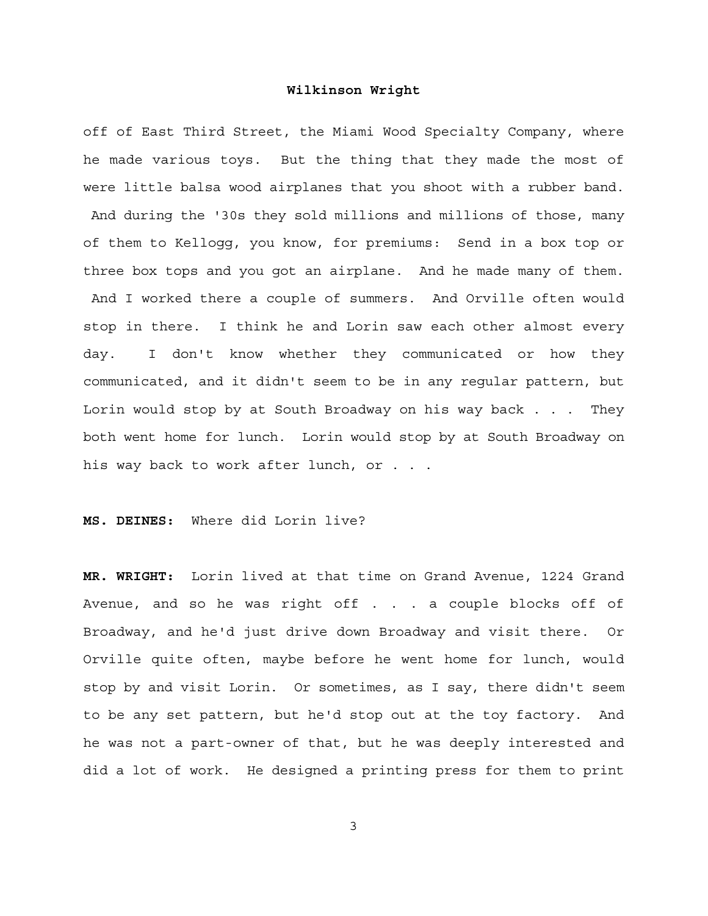off of East Third Street, the Miami Wood Specialty Company, where he made various toys. But the thing that they made the most of were little balsa wood airplanes that you shoot with a rubber band. And during the '30s they sold millions and millions of those, many of them to Kellogg, you know, for premiums: Send in a box top or three box tops and you got an airplane. And he made many of them. And I worked there a couple of summers. And Orville often would stop in there. I think he and Lorin saw each other almost every day. I don't know whether they communicated or how they communicated, and it didn't seem to be in any regular pattern, but Lorin would stop by at South Broadway on his way back . . . They both went home for lunch. Lorin would stop by at South Broadway on his way back to work after lunch, or . . .

**MS. DEINES:** Where did Lorin live?

**MR. WRIGHT:** Lorin lived at that time on Grand Avenue, 1224 Grand Avenue, and so he was right off . . . a couple blocks off of Broadway, and he'd just drive down Broadway and visit there. Or Orville quite often, maybe before he went home for lunch, would stop by and visit Lorin. Or sometimes, as I say, there didn't seem to be any set pattern, but he'd stop out at the toy factory. And he was not a part-owner of that, but he was deeply interested and did a lot of work. He designed a printing press for them to print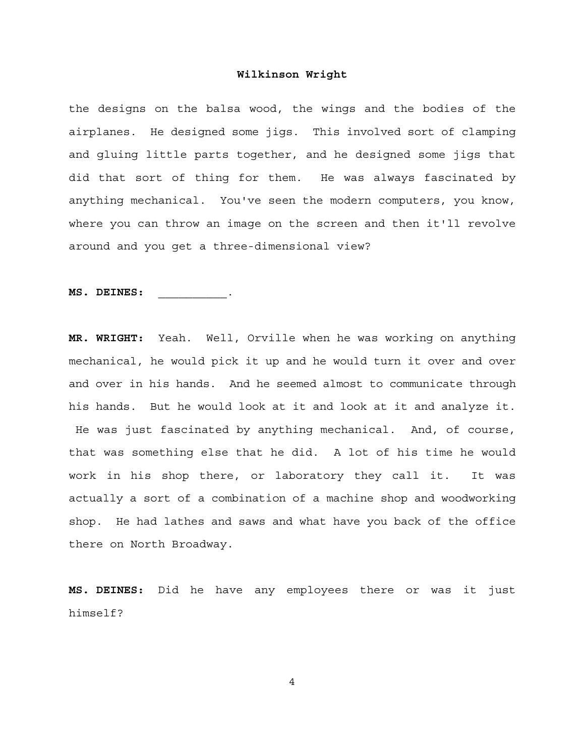the designs on the balsa wood, the wings and the bodies of the airplanes. He designed some jigs. This involved sort of clamping and gluing little parts together, and he designed some jigs that did that sort of thing for them. He was always fascinated by anything mechanical. You've seen the modern computers, you know, where you can throw an image on the screen and then it'll revolve around and you get a three-dimensional view?

**MS. DEINES:** __________.

**MR. WRIGHT:** Yeah. Well, Orville when he was working on anything mechanical, he would pick it up and he would turn it over and over and over in his hands. And he seemed almost to communicate through his hands. But he would look at it and look at it and analyze it. He was just fascinated by anything mechanical. And, of course, that was something else that he did. A lot of his time he would work in his shop there, or laboratory they call it. It was actually a sort of a combination of a machine shop and woodworking shop. He had lathes and saws and what have you back of the office there on North Broadway.

**MS. DEINES:** Did he have any employees there or was it just himself?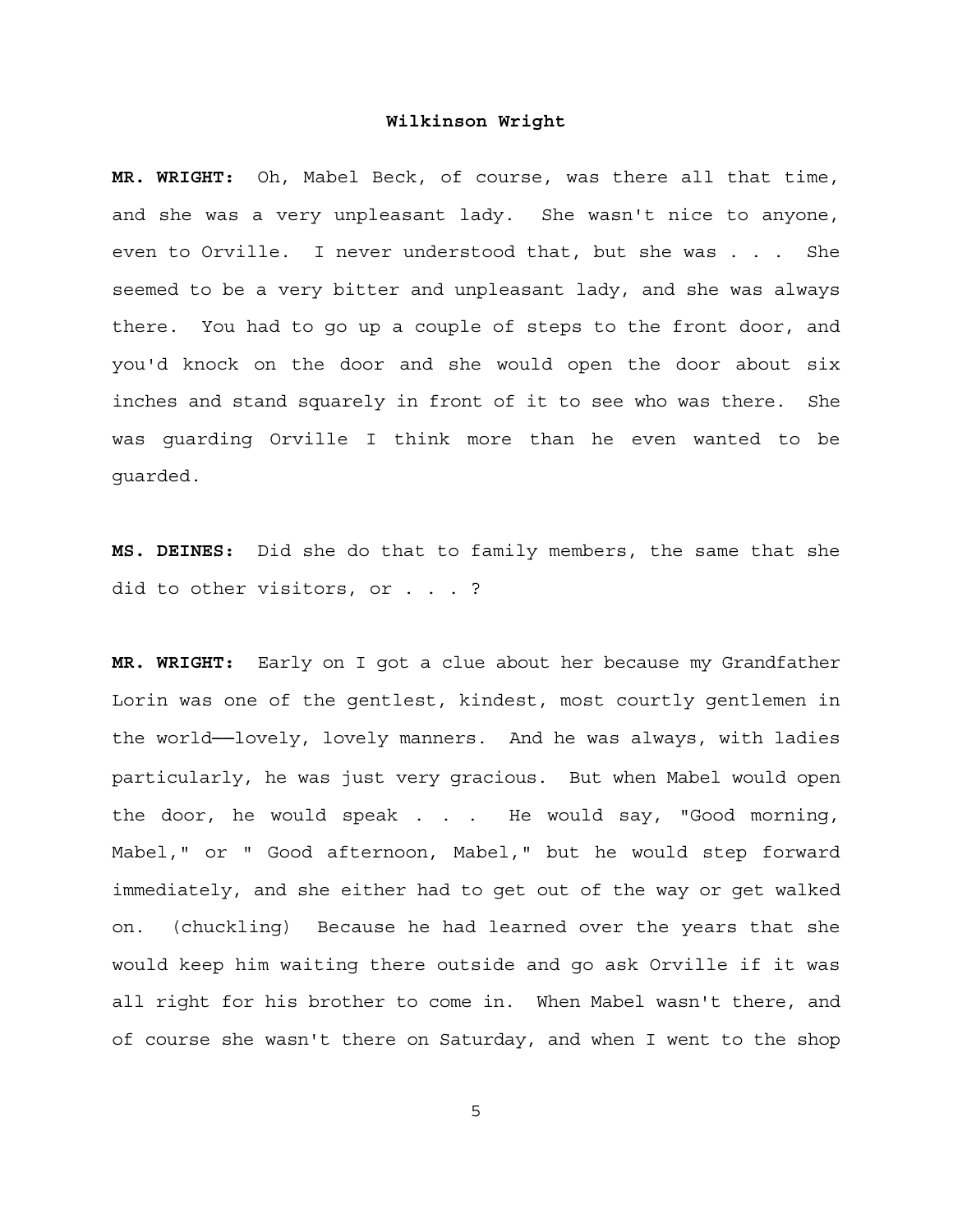**MR. WRIGHT:** Oh, Mabel Beck, of course, was there all that time, and she was a very unpleasant lady. She wasn't nice to anyone, even to Orville. I never understood that, but she was . . . She seemed to be a very bitter and unpleasant lady, and she was always there. You had to go up a couple of steps to the front door, and you'd knock on the door and she would open the door about six inches and stand squarely in front of it to see who was there. She was guarding Orville I think more than he even wanted to be guarded.

**MS. DEINES:** Did she do that to family members, the same that she did to other visitors, or . . . ?

**MR. WRIGHT:** Early on I got a clue about her because my Grandfather Lorin was one of the gentlest, kindest, most courtly gentlemen in the world——lovely, lovely manners. And he was always, with ladies particularly, he was just very gracious. But when Mabel would open the door, he would speak . . . He would say, "Good morning, Mabel," or " Good afternoon, Mabel," but he would step forward immediately, and she either had to get out of the way or get walked on. (chuckling) Because he had learned over the years that she would keep him waiting there outside and go ask Orville if it was all right for his brother to come in. When Mabel wasn't there, and of course she wasn't there on Saturday, and when I went to the shop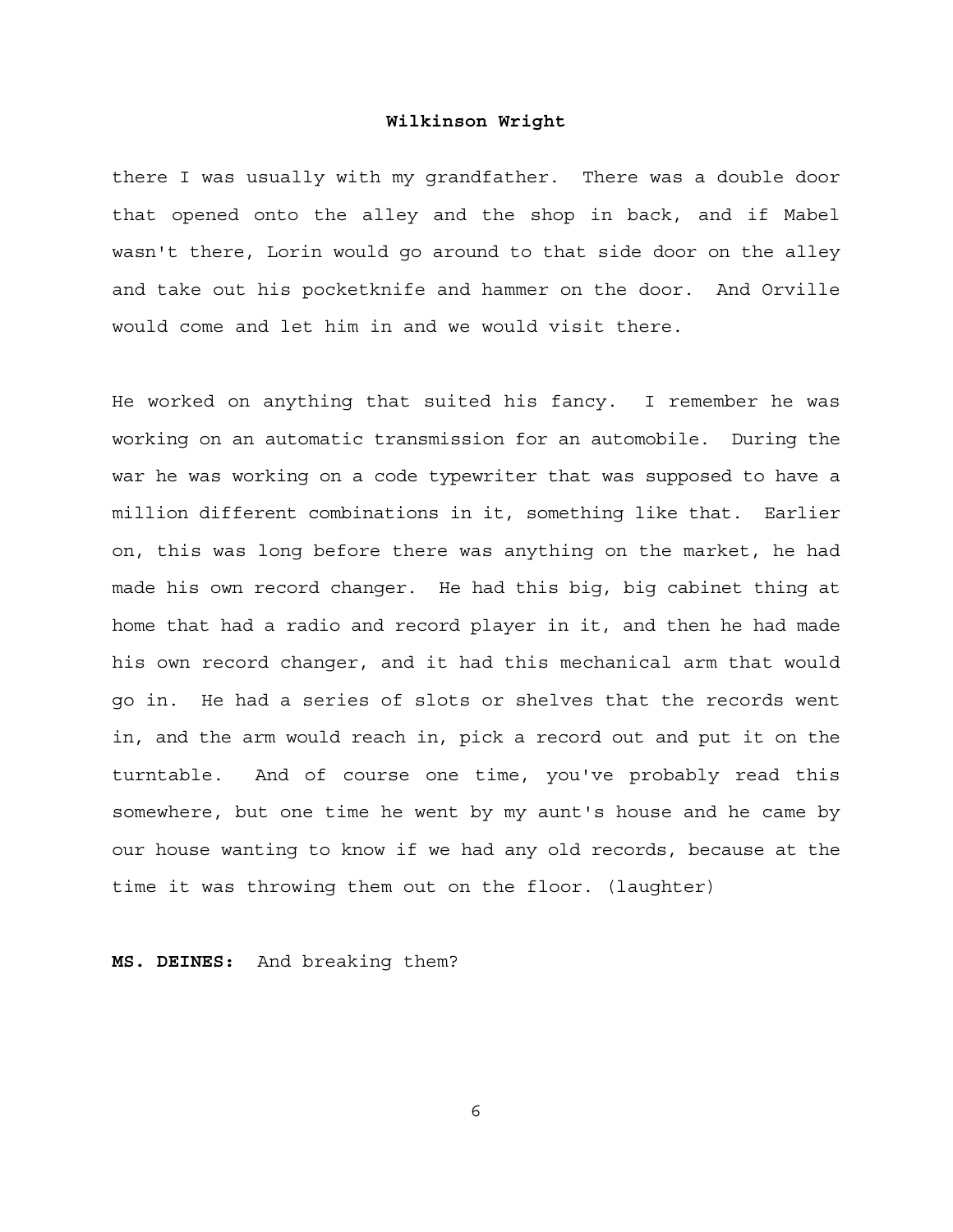there I was usually with my grandfather. There was a double door that opened onto the alley and the shop in back, and if Mabel wasn't there, Lorin would go around to that side door on the alley and take out his pocketknife and hammer on the door. And Orville would come and let him in and we would visit there.

He worked on anything that suited his fancy. I remember he was working on an automatic transmission for an automobile. During the war he was working on a code typewriter that was supposed to have a million different combinations in it, something like that. Earlier on, this was long before there was anything on the market, he had made his own record changer. He had this big, big cabinet thing at home that had a radio and record player in it, and then he had made his own record changer, and it had this mechanical arm that would go in. He had a series of slots or shelves that the records went in, and the arm would reach in, pick a record out and put it on the turntable. And of course one time, you've probably read this somewhere, but one time he went by my aunt's house and he came by our house wanting to know if we had any old records, because at the time it was throwing them out on the floor. (laughter)

**MS. DEINES:** And breaking them?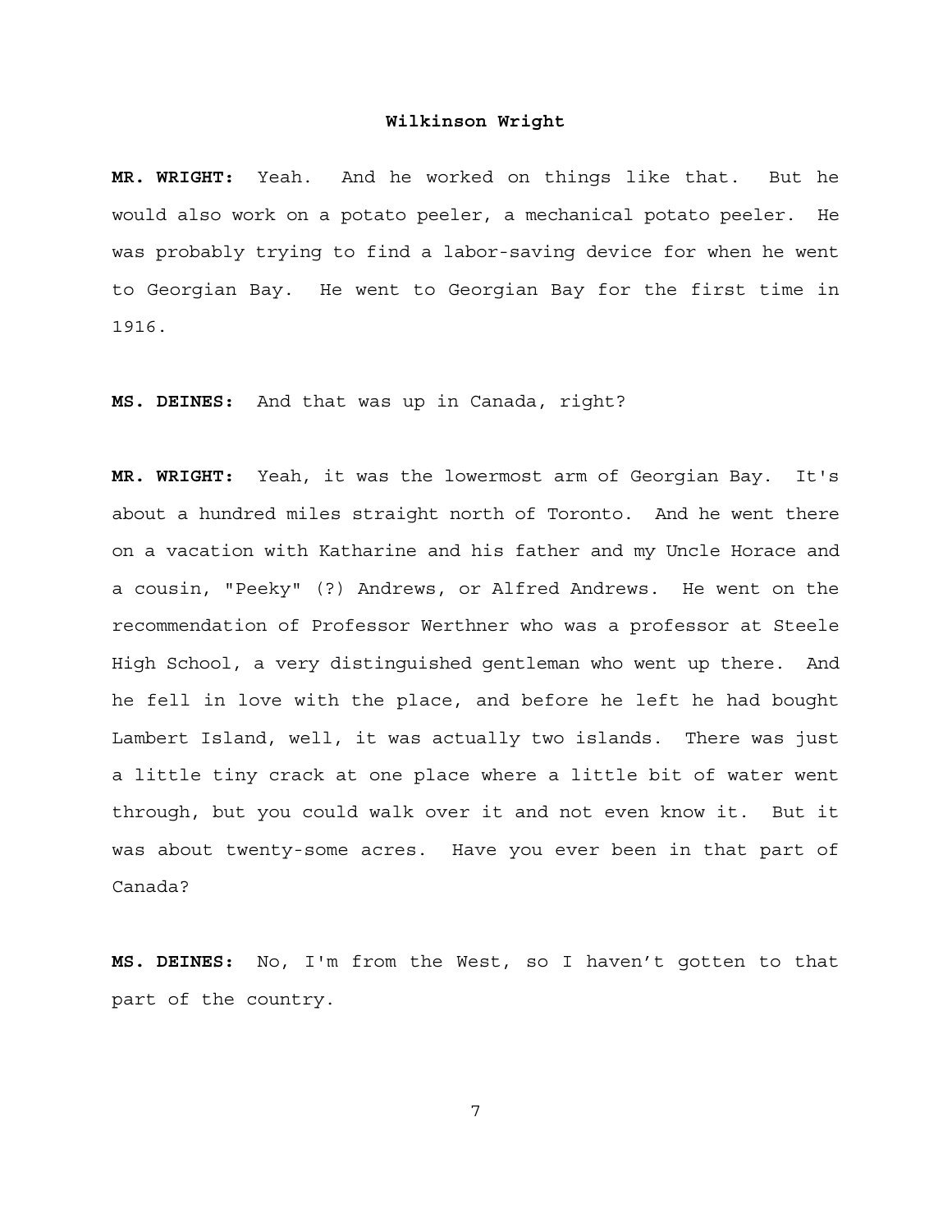**MR. WRIGHT:** Yeah. And he worked on things like that. But he would also work on a potato peeler, a mechanical potato peeler. He was probably trying to find a labor-saving device for when he went to Georgian Bay. He went to Georgian Bay for the first time in 1916.

**MS. DEINES:** And that was up in Canada, right?

**MR. WRIGHT:** Yeah, it was the lowermost arm of Georgian Bay. It's about a hundred miles straight north of Toronto. And he went there on a vacation with Katharine and his father and my Uncle Horace and a cousin, "Peeky" (?) Andrews, or Alfred Andrews. He went on the recommendation of Professor Werthner who was a professor at Steele High School, a very distinguished gentleman who went up there. And he fell in love with the place, and before he left he had bought Lambert Island, well, it was actually two islands. There was just a little tiny crack at one place where a little bit of water went through, but you could walk over it and not even know it. But it was about twenty-some acres. Have you ever been in that part of Canada?

**MS. DEINES:** No, I'm from the West, so I haven't gotten to that part of the country.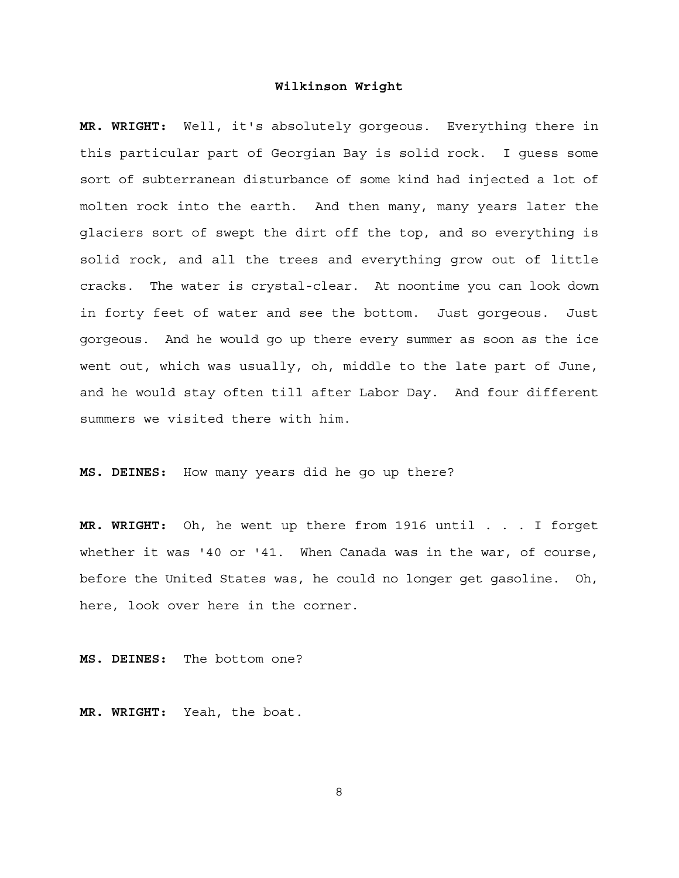**MR. WRIGHT:** Well, it's absolutely gorgeous. Everything there in this particular part of Georgian Bay is solid rock. I guess some sort of subterranean disturbance of some kind had injected a lot of molten rock into the earth. And then many, many years later the glaciers sort of swept the dirt off the top, and so everything is solid rock, and all the trees and everything grow out of little cracks. The water is crystal-clear. At noontime you can look down in forty feet of water and see the bottom. Just gorgeous. Just gorgeous. And he would go up there every summer as soon as the ice went out, which was usually, oh, middle to the late part of June, and he would stay often till after Labor Day. And four different summers we visited there with him.

**MS. DEINES:** How many years did he go up there?

**MR. WRIGHT:** Oh, he went up there from 1916 until . . . I forget whether it was '40 or '41. When Canada was in the war, of course, before the United States was, he could no longer get gasoline. Oh, here, look over here in the corner.

**MS. DEINES:** The bottom one?

**MR. WRIGHT:** Yeah, the boat.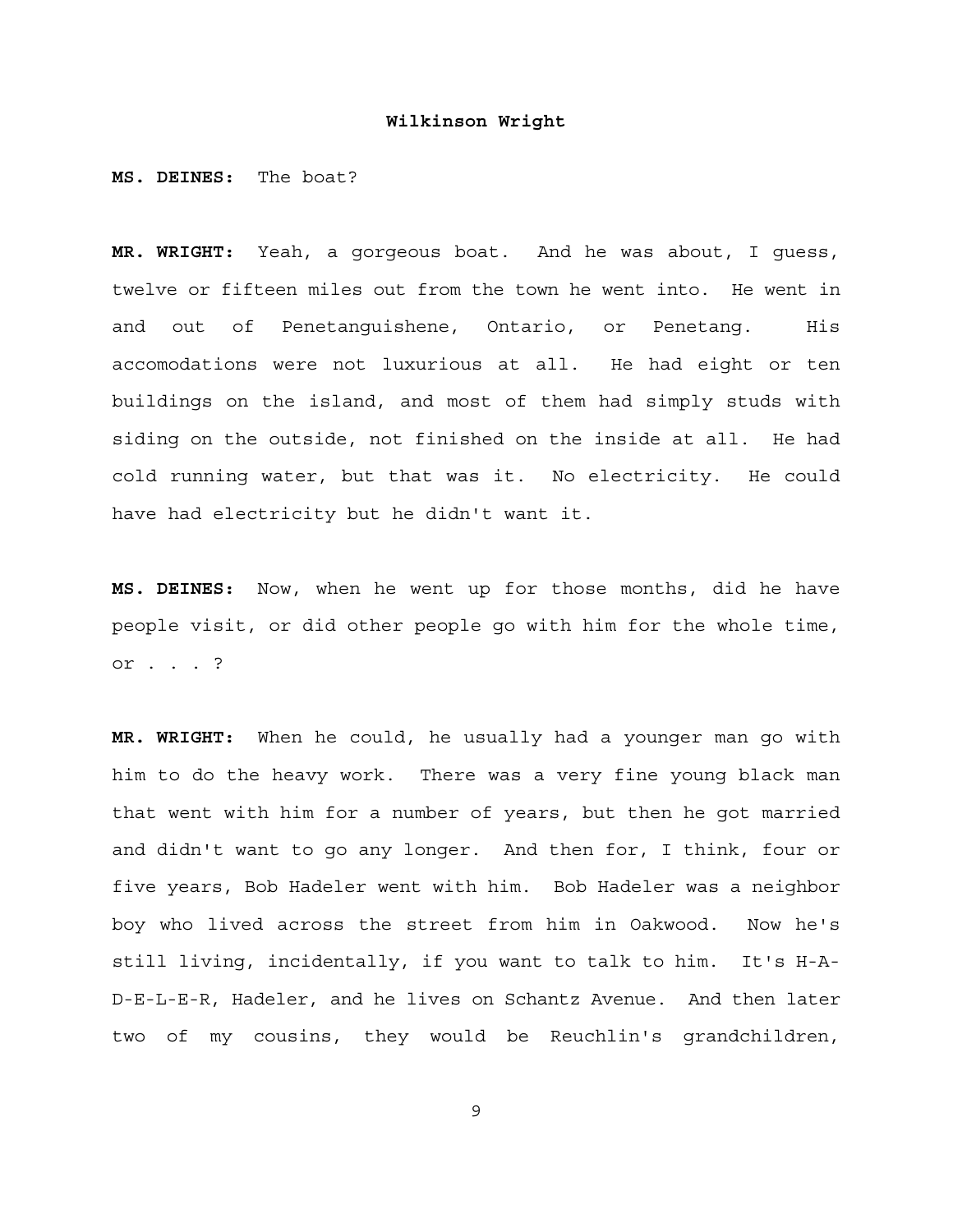**MS. DEINES:** The boat?

**MR. WRIGHT:** Yeah, a gorgeous boat. And he was about, I guess, twelve or fifteen miles out from the town he went into. He went in and out of Penetanguishene, Ontario, or Penetang. His accomodations were not luxurious at all. He had eight or ten buildings on the island, and most of them had simply studs with siding on the outside, not finished on the inside at all. He had cold running water, but that was it. No electricity. He could have had electricity but he didn't want it.

**MS. DEINES:** Now, when he went up for those months, did he have people visit, or did other people go with him for the whole time, or . . . ?

**MR. WRIGHT:** When he could, he usually had a younger man go with him to do the heavy work. There was a very fine young black man that went with him for a number of years, but then he got married and didn't want to go any longer. And then for, I think, four or five years, Bob Hadeler went with him. Bob Hadeler was a neighbor boy who lived across the street from him in Oakwood. Now he's still living, incidentally, if you want to talk to him. It's H-A-D-E-L-E-R, Hadeler, and he lives on Schantz Avenue. And then later two of my cousins, they would be Reuchlin's grandchildren,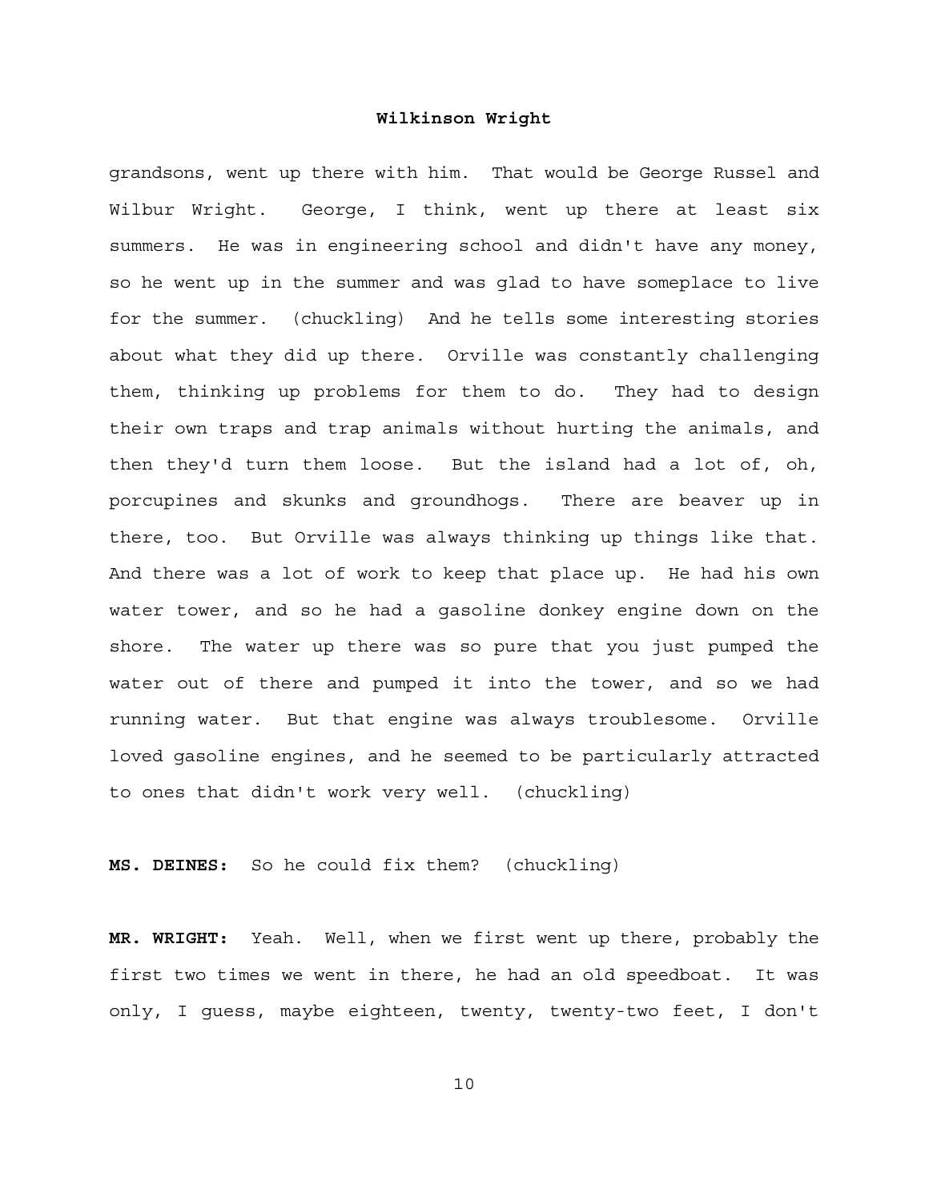grandsons, went up there with him. That would be George Russel and Wilbur Wright. George, I think, went up there at least six summers. He was in engineering school and didn't have any money, so he went up in the summer and was glad to have someplace to live for the summer. (chuckling) And he tells some interesting stories about what they did up there. Orville was constantly challenging them, thinking up problems for them to do. They had to design their own traps and trap animals without hurting the animals, and then they'd turn them loose. But the island had a lot of, oh, porcupines and skunks and groundhogs. There are beaver up in there, too. But Orville was always thinking up things like that. And there was a lot of work to keep that place up. He had his own water tower, and so he had a gasoline donkey engine down on the shore. The water up there was so pure that you just pumped the water out of there and pumped it into the tower, and so we had running water. But that engine was always troublesome. Orville loved gasoline engines, and he seemed to be particularly attracted to ones that didn't work very well. (chuckling)

**MS. DEINES:** So he could fix them? (chuckling)

**MR. WRIGHT:** Yeah. Well, when we first went up there, probably the first two times we went in there, he had an old speedboat. It was only, I guess, maybe eighteen, twenty, twenty-two feet, I don't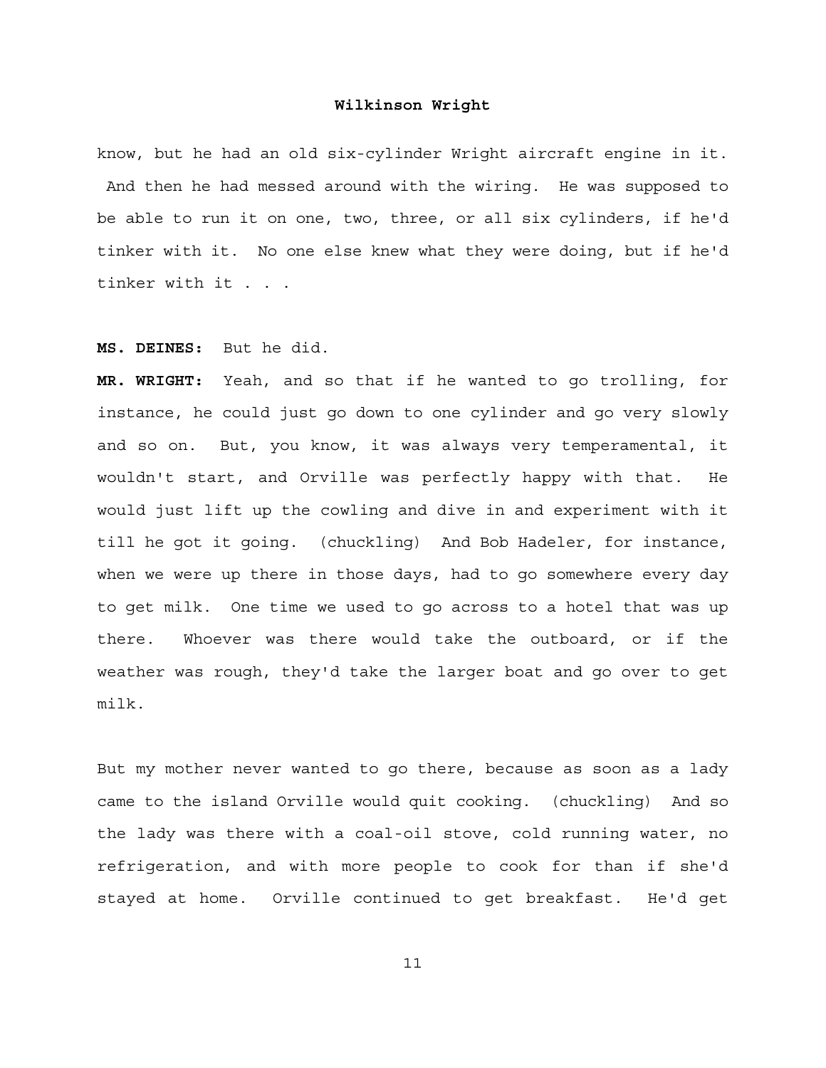know, but he had an old six-cylinder Wright aircraft engine in it. And then he had messed around with the wiring. He was supposed to be able to run it on one, two, three, or all six cylinders, if he'd tinker with it. No one else knew what they were doing, but if he'd tinker with it . . .

**MS. DEINES:** But he did.

**MR. WRIGHT:** Yeah, and so that if he wanted to go trolling, for instance, he could just go down to one cylinder and go very slowly and so on. But, you know, it was always very temperamental, it wouldn't start, and Orville was perfectly happy with that. He would just lift up the cowling and dive in and experiment with it till he got it going. (chuckling) And Bob Hadeler, for instance, when we were up there in those days, had to go somewhere every day to get milk. One time we used to go across to a hotel that was up there. Whoever was there would take the outboard, or if the weather was rough, they'd take the larger boat and go over to get milk.

But my mother never wanted to go there, because as soon as a lady came to the island Orville would quit cooking. (chuckling) And so the lady was there with a coal-oil stove, cold running water, no refrigeration, and with more people to cook for than if she'd stayed at home. Orville continued to get breakfast. He'd get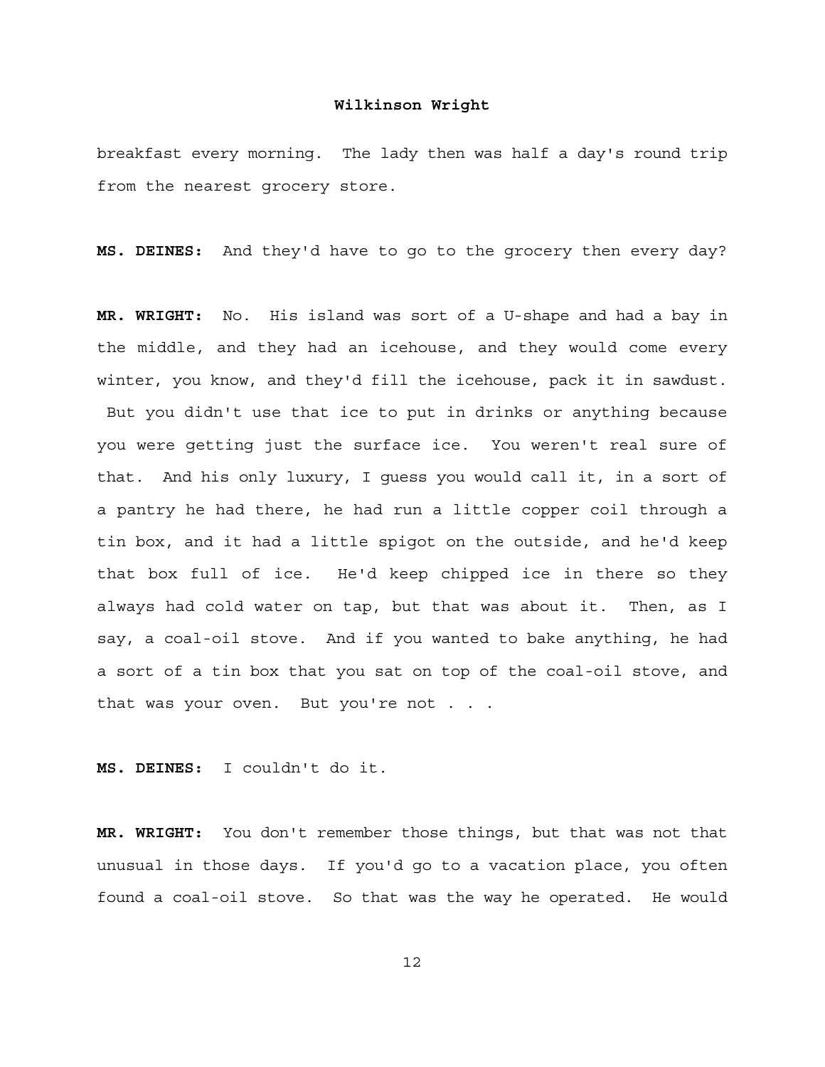breakfast every morning. The lady then was half a day's round trip from the nearest grocery store.

**MS. DEINES:** And they'd have to go to the grocery then every day?

**MR. WRIGHT:** No. His island was sort of a U-shape and had a bay in the middle, and they had an icehouse, and they would come every winter, you know, and they'd fill the icehouse, pack it in sawdust. But you didn't use that ice to put in drinks or anything because you were getting just the surface ice. You weren't real sure of that. And his only luxury, I guess you would call it, in a sort of a pantry he had there, he had run a little copper coil through a tin box, and it had a little spigot on the outside, and he'd keep that box full of ice. He'd keep chipped ice in there so they always had cold water on tap, but that was about it. Then, as I say, a coal-oil stove. And if you wanted to bake anything, he had a sort of a tin box that you sat on top of the coal-oil stove, and that was your oven. But you're not . . .

**MS. DEINES:** I couldn't do it.

**MR. WRIGHT:** You don't remember those things, but that was not that unusual in those days. If you'd go to a vacation place, you often found a coal-oil stove. So that was the way he operated. He would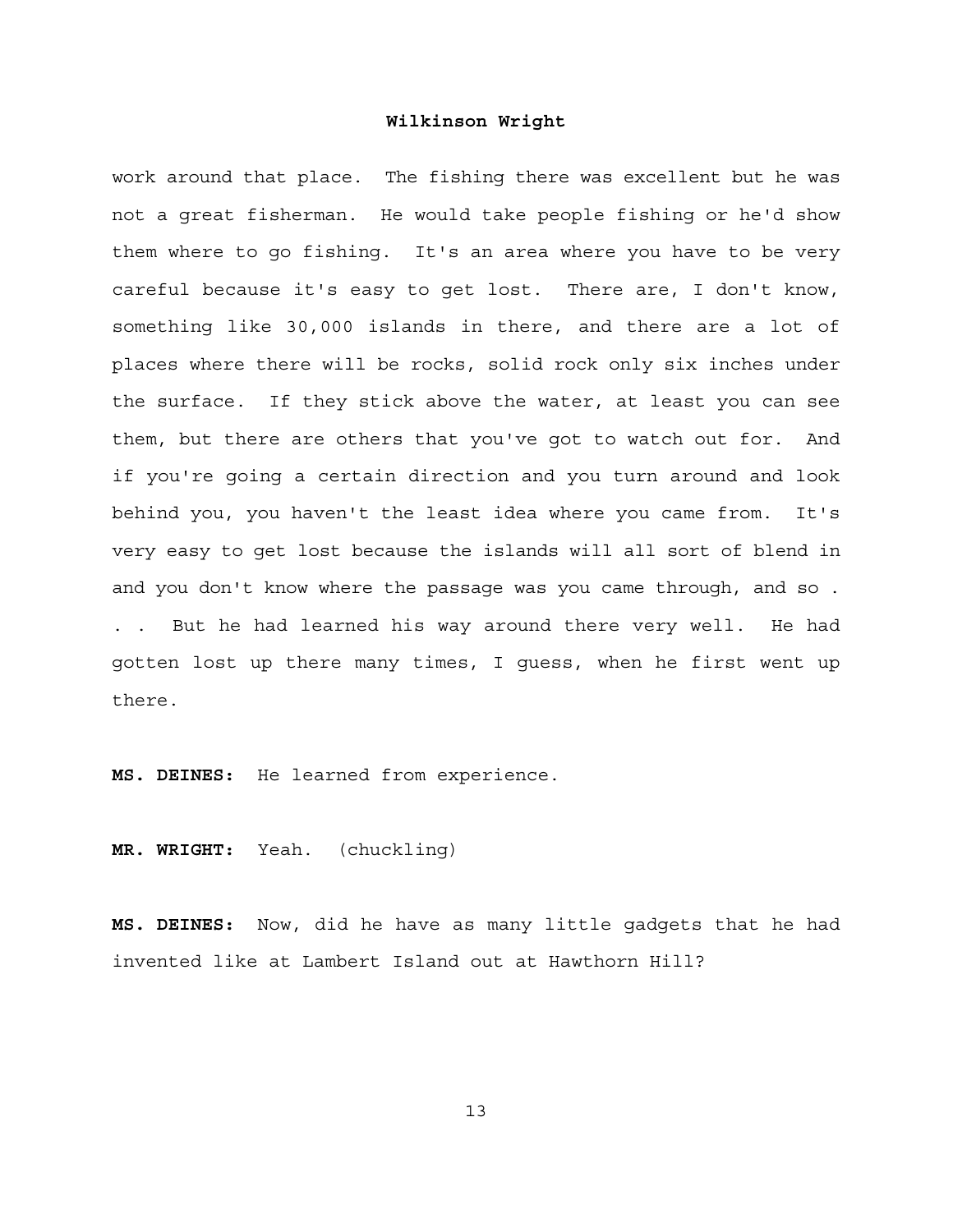work around that place. The fishing there was excellent but he was not a great fisherman. He would take people fishing or he'd show them where to go fishing. It's an area where you have to be very careful because it's easy to get lost. There are, I don't know, something like 30,000 islands in there, and there are a lot of places where there will be rocks, solid rock only six inches under the surface. If they stick above the water, at least you can see them, but there are others that you've got to watch out for. And if you're going a certain direction and you turn around and look behind you, you haven't the least idea where you came from. It's very easy to get lost because the islands will all sort of blend in and you don't know where the passage was you came through, and so . . . But he had learned his way around there very well. He had gotten lost up there many times, I guess, when he first went up there.

**MS. DEINES:** He learned from experience.

**MR. WRIGHT:** Yeah. (chuckling)

**MS. DEINES:** Now, did he have as many little gadgets that he had invented like at Lambert Island out at Hawthorn Hill?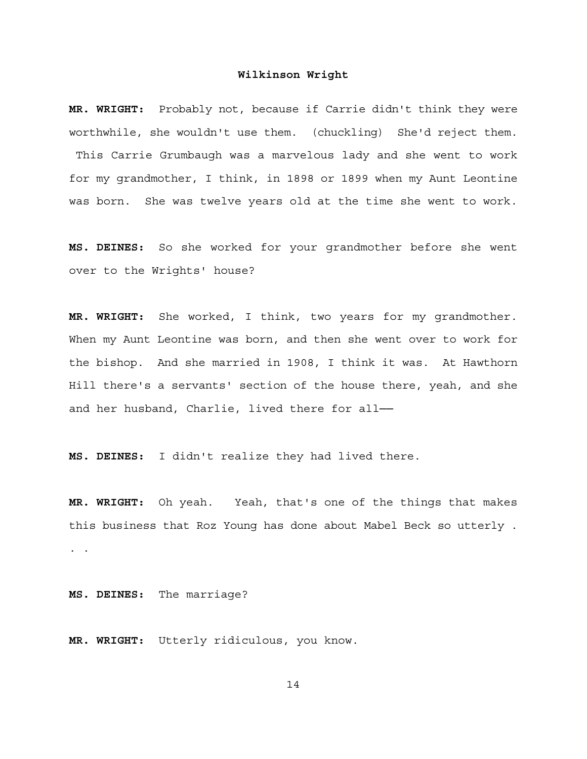**MR. WRIGHT:** Probably not, because if Carrie didn't think they were worthwhile, she wouldn't use them. (chuckling) She'd reject them. This Carrie Grumbaugh was a marvelous lady and she went to work for my grandmother, I think, in 1898 or 1899 when my Aunt Leontine was born. She was twelve years old at the time she went to work.

**MS. DEINES:** So she worked for your grandmother before she went over to the Wrights' house?

**MR. WRIGHT:** She worked, I think, two years for my grandmother. When my Aunt Leontine was born, and then she went over to work for the bishop. And she married in 1908, I think it was. At Hawthorn Hill there's a servants' section of the house there, yeah, and she and her husband, Charlie, lived there for all——

**MS. DEINES:** I didn't realize they had lived there.

**MR. WRIGHT:** Oh yeah. Yeah, that's one of the things that makes this business that Roz Young has done about Mabel Beck so utterly . . .

**MS. DEINES:** The marriage?

**MR. WRIGHT:** Utterly ridiculous, you know.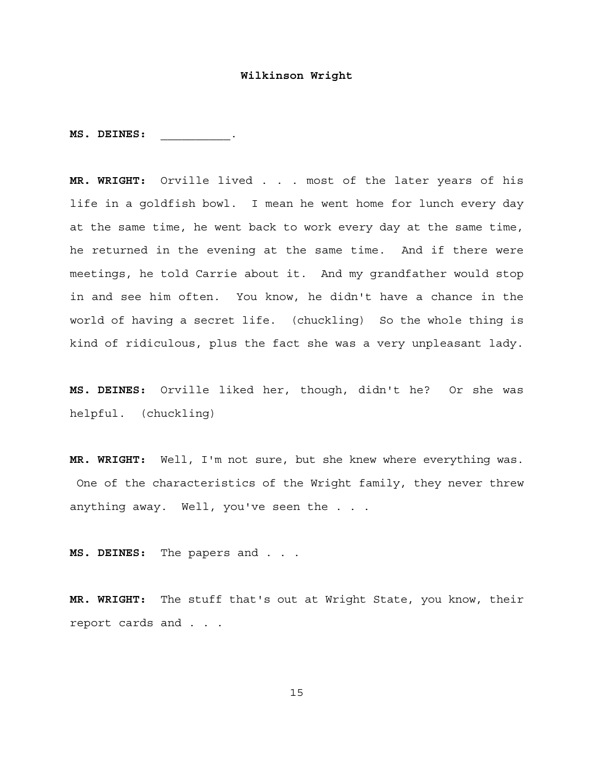**MS. DEINES:** __________.

**MR. WRIGHT:** Orville lived . . . most of the later years of his life in a goldfish bowl. I mean he went home for lunch every day at the same time, he went back to work every day at the same time, he returned in the evening at the same time. And if there were meetings, he told Carrie about it. And my grandfather would stop in and see him often. You know, he didn't have a chance in the world of having a secret life. (chuckling) So the whole thing is kind of ridiculous, plus the fact she was a very unpleasant lady.

**MS. DEINES:** Orville liked her, though, didn't he? Or she was helpful. (chuckling)

**MR. WRIGHT:** Well, I'm not sure, but she knew where everything was. One of the characteristics of the Wright family, they never threw anything away. Well, you've seen the . . .

**MS. DEINES:** The papers and . . .

**MR. WRIGHT:** The stuff that's out at Wright State, you know, their report cards and . . .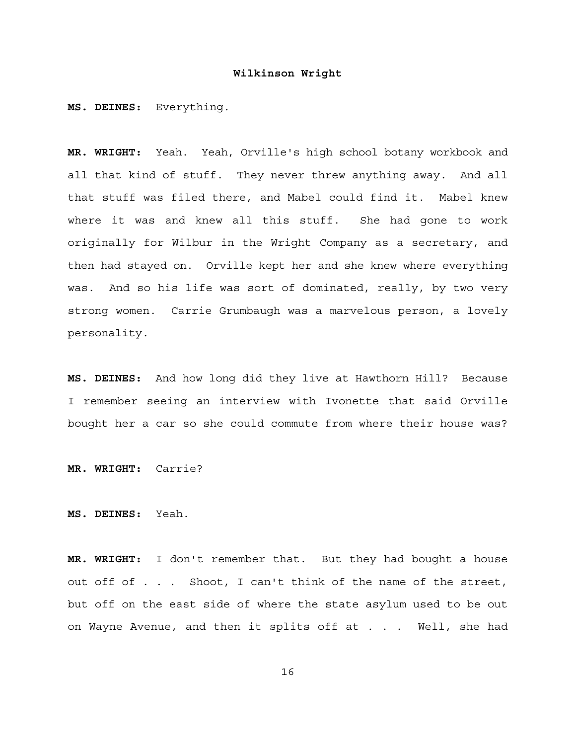**MS. DEINES:** Everything.

**MR. WRIGHT:** Yeah. Yeah, Orville's high school botany workbook and all that kind of stuff. They never threw anything away. And all that stuff was filed there, and Mabel could find it. Mabel knew where it was and knew all this stuff. She had gone to work originally for Wilbur in the Wright Company as a secretary, and then had stayed on. Orville kept her and she knew where everything was. And so his life was sort of dominated, really, by two very strong women. Carrie Grumbaugh was a marvelous person, a lovely personality.

**MS. DEINES:** And how long did they live at Hawthorn Hill? Because I remember seeing an interview with Ivonette that said Orville bought her a car so she could commute from where their house was?

**MR. WRIGHT:** Carrie?

**MS. DEINES:** Yeah.

**MR. WRIGHT:** I don't remember that. But they had bought a house out off of . . . Shoot, I can't think of the name of the street, but off on the east side of where the state asylum used to be out on Wayne Avenue, and then it splits off at . . . Well, she had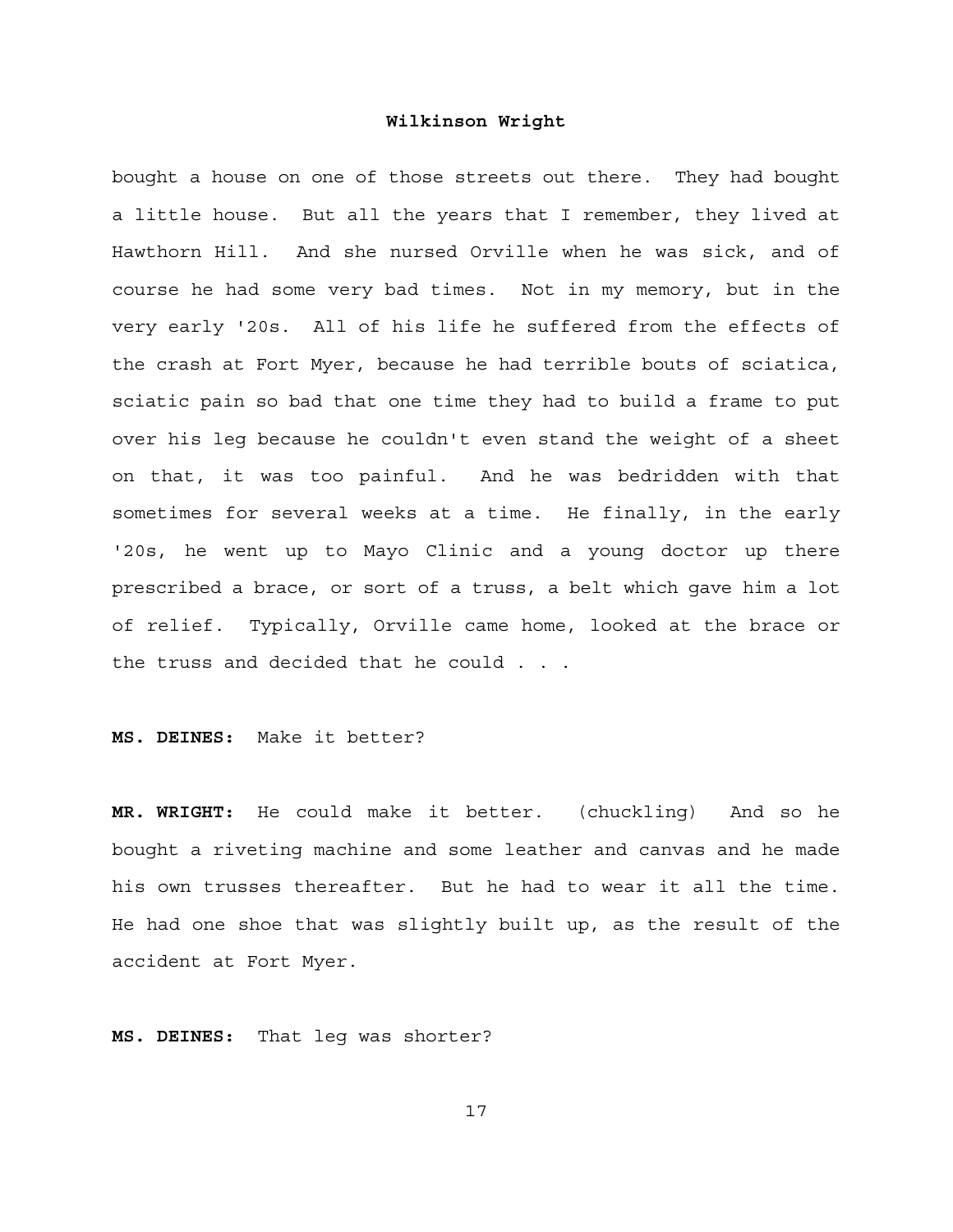bought a house on one of those streets out there. They had bought a little house. But all the years that I remember, they lived at Hawthorn Hill. And she nursed Orville when he was sick, and of course he had some very bad times. Not in my memory, but in the very early '20s. All of his life he suffered from the effects of the crash at Fort Myer, because he had terrible bouts of sciatica, sciatic pain so bad that one time they had to build a frame to put over his leg because he couldn't even stand the weight of a sheet on that, it was too painful. And he was bedridden with that sometimes for several weeks at a time. He finally, in the early '20s, he went up to Mayo Clinic and a young doctor up there prescribed a brace, or sort of a truss, a belt which gave him a lot of relief. Typically, Orville came home, looked at the brace or the truss and decided that he could . . .

**MS. DEINES:** Make it better?

**MR. WRIGHT:** He could make it better. (chuckling) And so he bought a riveting machine and some leather and canvas and he made his own trusses thereafter. But he had to wear it all the time. He had one shoe that was slightly built up, as the result of the accident at Fort Myer.

**MS. DEINES:** That leg was shorter?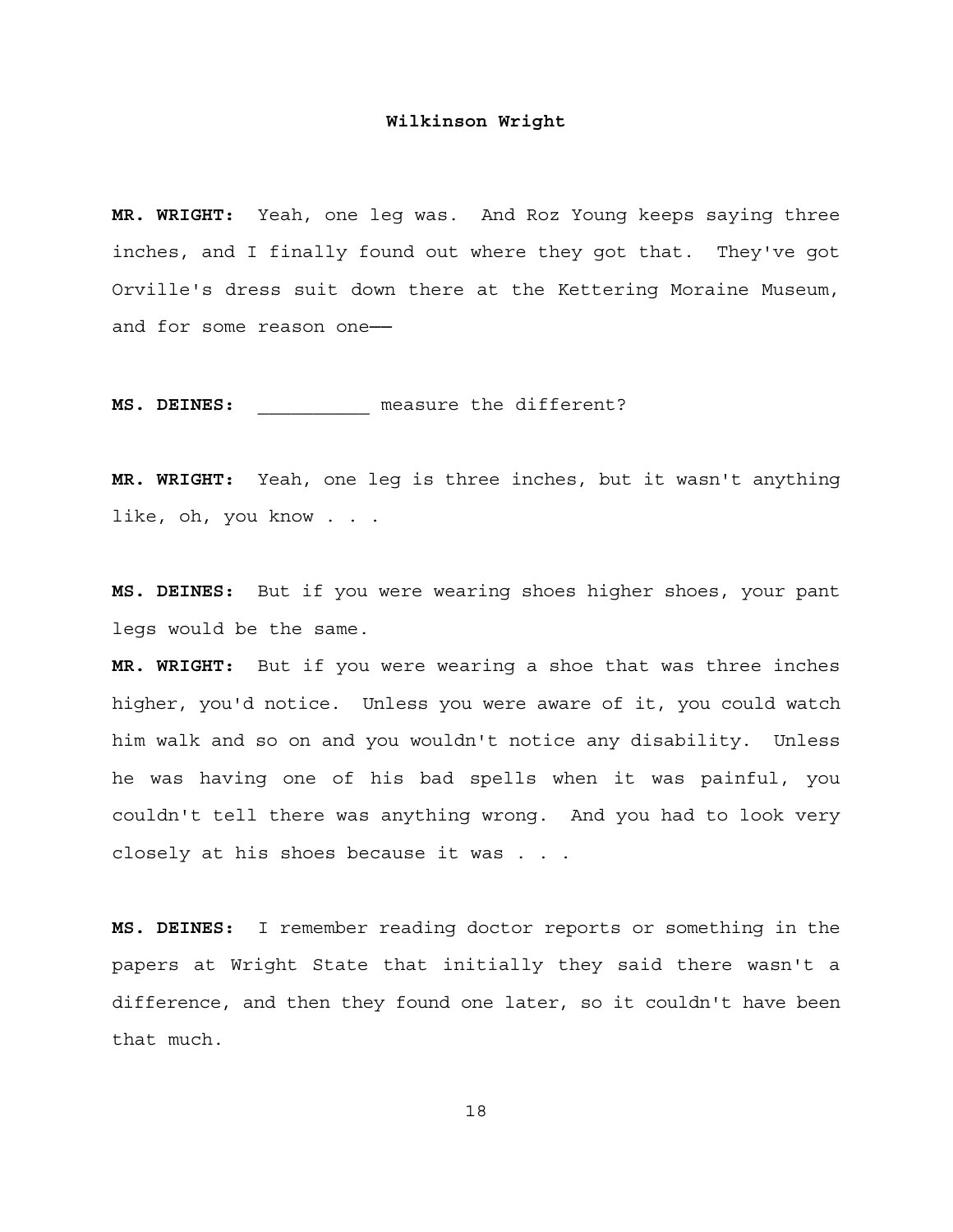**MR. WRIGHT:** Yeah, one leg was. And Roz Young keeps saying three inches, and I finally found out where they got that. They've got Orville's dress suit down there at the Kettering Moraine Museum, and for some reason one——

**MS. DEINES:** __________ measure the different?

**MR. WRIGHT:** Yeah, one leg is three inches, but it wasn't anything like, oh, you know . . .

**MS. DEINES:** But if you were wearing shoes higher shoes, your pant legs would be the same.

**MR. WRIGHT:** But if you were wearing a shoe that was three inches higher, you'd notice. Unless you were aware of it, you could watch him walk and so on and you wouldn't notice any disability. Unless he was having one of his bad spells when it was painful, you couldn't tell there was anything wrong. And you had to look very closely at his shoes because it was . . .

**MS. DEINES:** I remember reading doctor reports or something in the papers at Wright State that initially they said there wasn't a difference, and then they found one later, so it couldn't have been that much.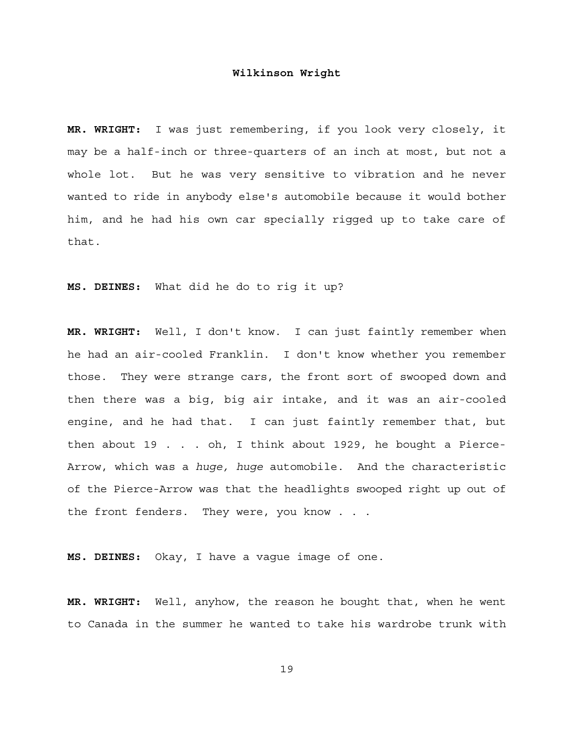**MR. WRIGHT:** I was just remembering, if you look very closely, it may be a half-inch or three-quarters of an inch at most, but not a whole lot. But he was very sensitive to vibration and he never wanted to ride in anybody else's automobile because it would bother him, and he had his own car specially rigged up to take care of that.

**MS. DEINES:** What did he do to rig it up?

**MR. WRIGHT:** Well, I don't know. I can just faintly remember when he had an air-cooled Franklin. I don't know whether you remember those. They were strange cars, the front sort of swooped down and then there was a big, big air intake, and it was an air-cooled engine, and he had that. I can just faintly remember that, but then about 19 . . . oh, I think about 1929, he bought a Pierce-Arrow, which was a *huge, huge* automobile. And the characteristic of the Pierce-Arrow was that the headlights swooped right up out of the front fenders. They were, you know . . .

**MS. DEINES:** Okay, I have a vague image of one.

**MR. WRIGHT:** Well, anyhow, the reason he bought that, when he went to Canada in the summer he wanted to take his wardrobe trunk with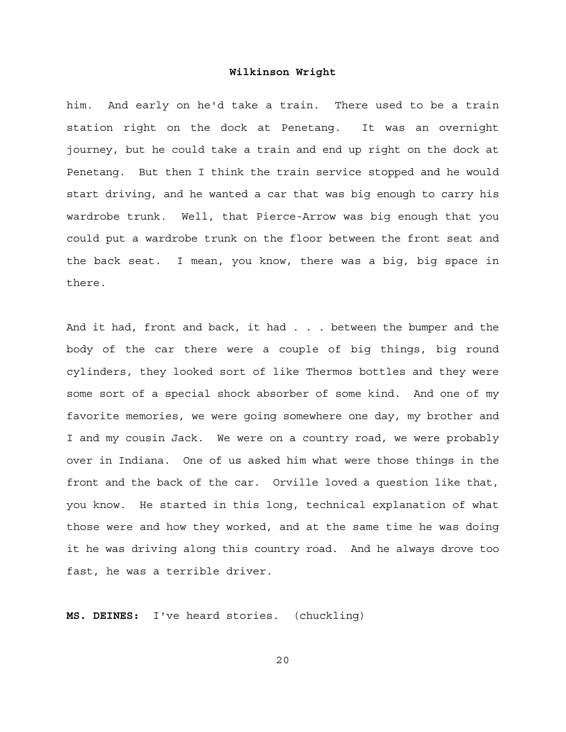him. And early on he'd take a train. There used to be a train station right on the dock at Penetang. It was an overnight journey, but he could take a train and end up right on the dock at Penetang. But then I think the train service stopped and he would start driving, and he wanted a car that was big enough to carry his wardrobe trunk. Well, that Pierce-Arrow was big enough that you could put a wardrobe trunk on the floor between the front seat and the back seat. I mean, you know, there was a big, big space in there.

And it had, front and back, it had . . . between the bumper and the body of the car there were a couple of big things, big round cylinders, they looked sort of like Thermos bottles and they were some sort of a special shock absorber of some kind. And one of my favorite memories, we were going somewhere one day, my brother and I and my cousin Jack. We were on a country road, we were probably over in Indiana. One of us asked him what were those things in the front and the back of the car. Orville loved a question like that, you know. He started in this long, technical explanation of what those were and how they worked, and at the same time he was doing it he was driving along this country road. And he always drove too fast, he was a terrible driver.

**MS. DEINES:** I've heard stories. (chuckling)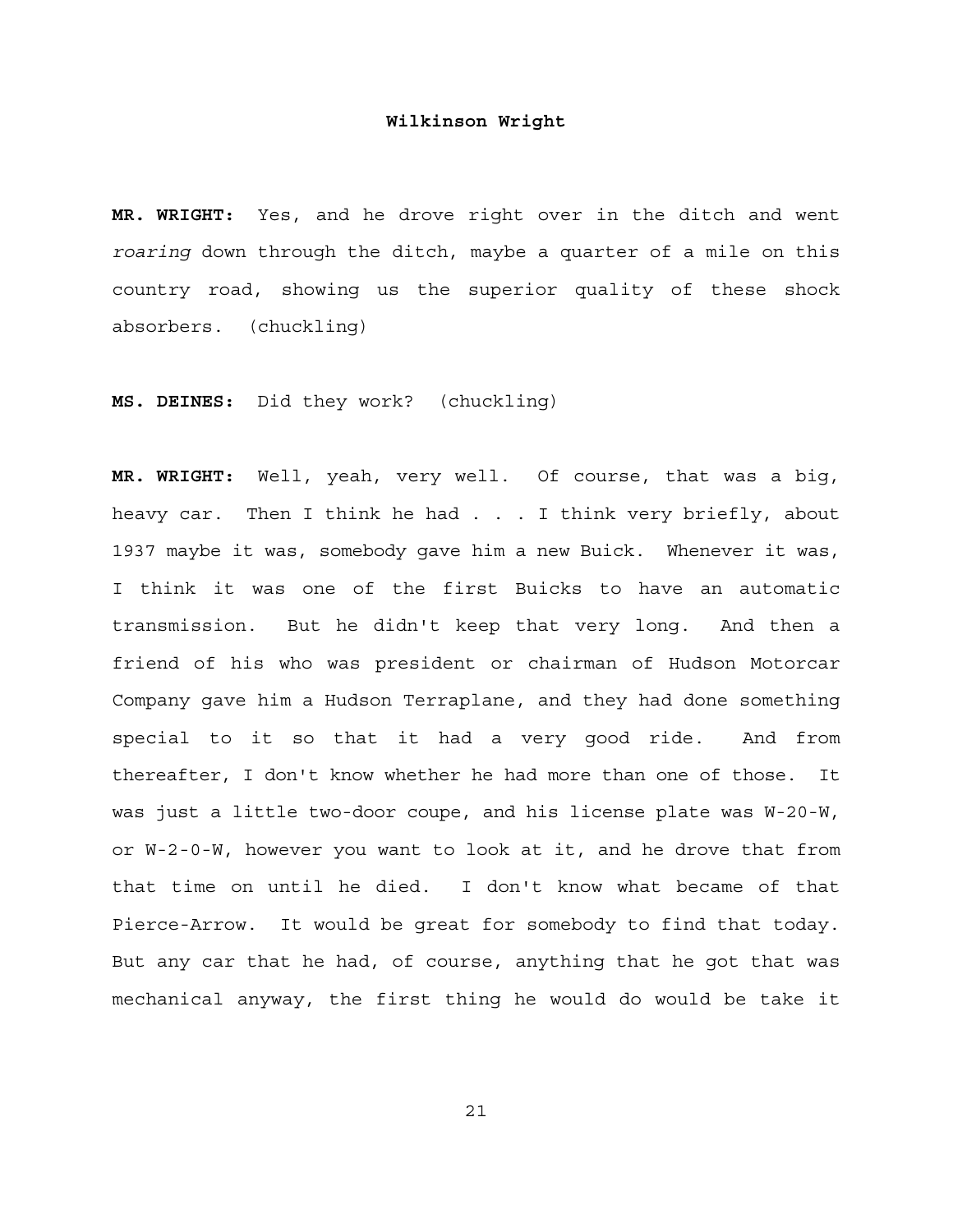**MR. WRIGHT:** Yes, and he drove right over in the ditch and went *roaring* down through the ditch, maybe a quarter of a mile on this country road, showing us the superior quality of these shock absorbers. (chuckling)

**MS. DEINES:** Did they work? (chuckling)

**MR. WRIGHT:** Well, yeah, very well. Of course, that was a big, heavy car. Then I think he had . . . I think very briefly, about 1937 maybe it was, somebody gave him a new Buick. Whenever it was, I think it was one of the first Buicks to have an automatic transmission. But he didn't keep that very long. And then a friend of his who was president or chairman of Hudson Motorcar Company gave him a Hudson Terraplane, and they had done something special to it so that it had a very good ride. And from thereafter, I don't know whether he had more than one of those. It was just a little two-door coupe, and his license plate was W-20-W, or W-2-0-W, however you want to look at it, and he drove that from that time on until he died. I don't know what became of that Pierce-Arrow. It would be great for somebody to find that today. But any car that he had, of course, anything that he got that was mechanical anyway, the first thing he would do would be take it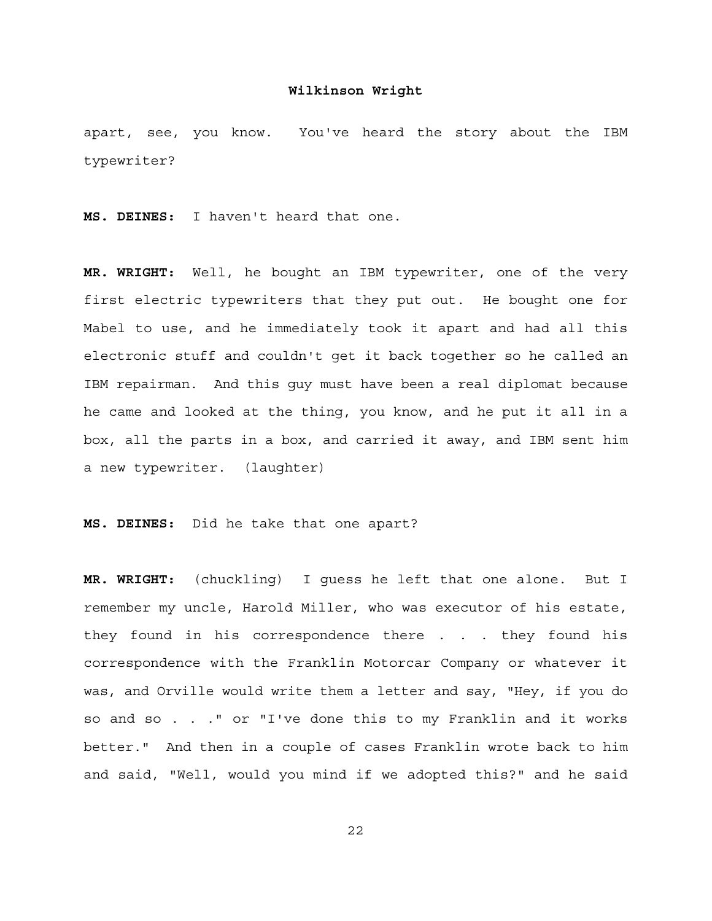apart, see, you know. You've heard the story about the IBM typewriter?

**MS. DEINES:** I haven't heard that one.

**MR. WRIGHT:** Well, he bought an IBM typewriter, one of the very first electric typewriters that they put out. He bought one for Mabel to use, and he immediately took it apart and had all this electronic stuff and couldn't get it back together so he called an IBM repairman. And this guy must have been a real diplomat because he came and looked at the thing, you know, and he put it all in a box, all the parts in a box, and carried it away, and IBM sent him a new typewriter. (laughter)

**MS. DEINES:** Did he take that one apart?

**MR. WRIGHT:** (chuckling) I guess he left that one alone. But I remember my uncle, Harold Miller, who was executor of his estate, they found in his correspondence there . . . they found his correspondence with the Franklin Motorcar Company or whatever it was, and Orville would write them a letter and say, "Hey, if you do so and so . . ." or "I've done this to my Franklin and it works better." And then in a couple of cases Franklin wrote back to him and said, "Well, would you mind if we adopted this?" and he said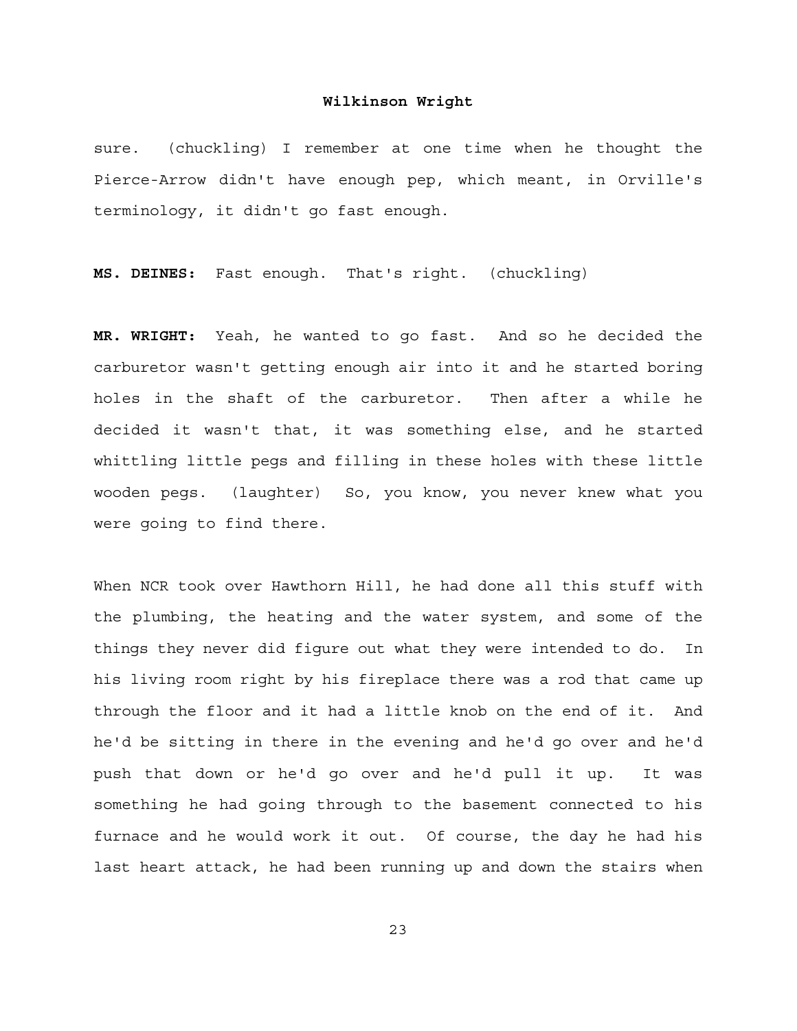sure. (chuckling) I remember at one time when he thought the Pierce-Arrow didn't have enough pep, which meant, in Orville's terminology, it didn't go fast enough.

**MS. DEINES:** Fast enough. That's right. (chuckling)

**MR. WRIGHT:** Yeah, he wanted to go fast. And so he decided the carburetor wasn't getting enough air into it and he started boring holes in the shaft of the carburetor. Then after a while he decided it wasn't that, it was something else, and he started whittling little pegs and filling in these holes with these little wooden pegs. (laughter) So, you know, you never knew what you were going to find there.

When NCR took over Hawthorn Hill, he had done all this stuff with the plumbing, the heating and the water system, and some of the things they never did figure out what they were intended to do. In his living room right by his fireplace there was a rod that came up through the floor and it had a little knob on the end of it. And he'd be sitting in there in the evening and he'd go over and he'd push that down or he'd go over and he'd pull it up. It was something he had going through to the basement connected to his furnace and he would work it out. Of course, the day he had his last heart attack, he had been running up and down the stairs when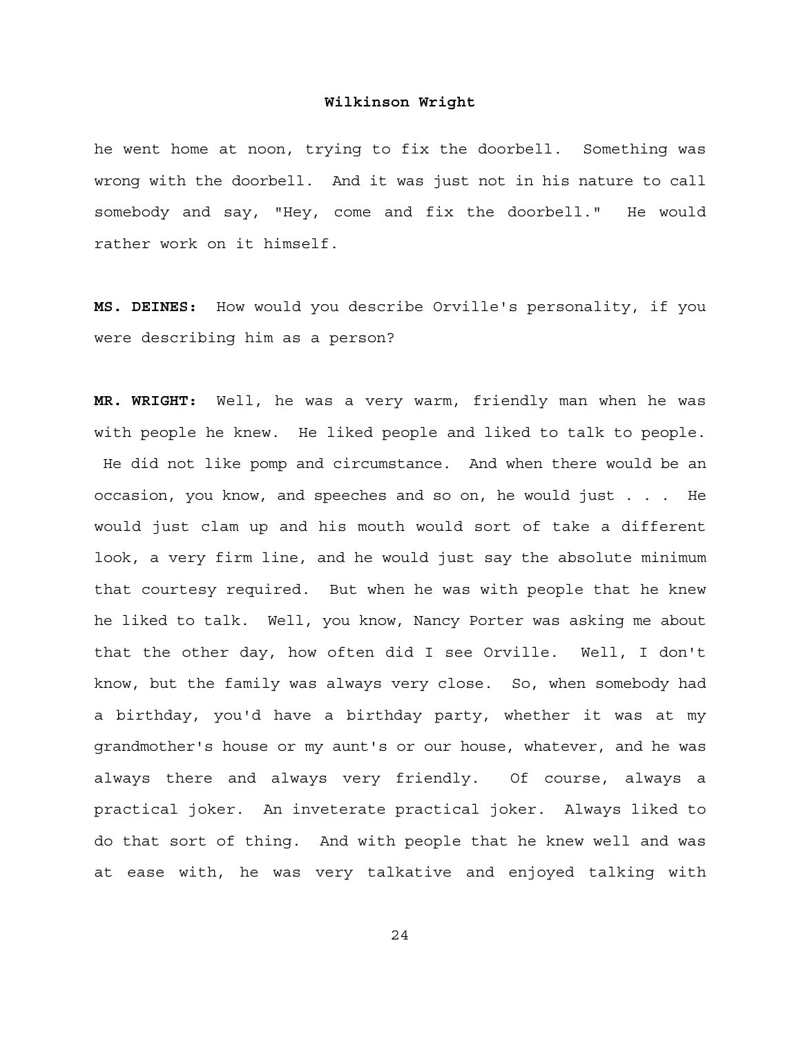he went home at noon, trying to fix the doorbell. Something was wrong with the doorbell. And it was just not in his nature to call somebody and say, "Hey, come and fix the doorbell." He would rather work on it himself.

**MS. DEINES:** How would you describe Orville's personality, if you were describing him as a person?

**MR. WRIGHT:** Well, he was a very warm, friendly man when he was with people he knew. He liked people and liked to talk to people. He did not like pomp and circumstance. And when there would be an occasion, you know, and speeches and so on, he would just . . . He would just clam up and his mouth would sort of take a different look, a very firm line, and he would just say the absolute minimum that courtesy required. But when he was with people that he knew he liked to talk. Well, you know, Nancy Porter was asking me about that the other day, how often did I see Orville. Well, I don't know, but the family was always very close. So, when somebody had a birthday, you'd have a birthday party, whether it was at my grandmother's house or my aunt's or our house, whatever, and he was always there and always very friendly. Of course, always a practical joker. An inveterate practical joker. Always liked to do that sort of thing. And with people that he knew well and was at ease with, he was very talkative and enjoyed talking with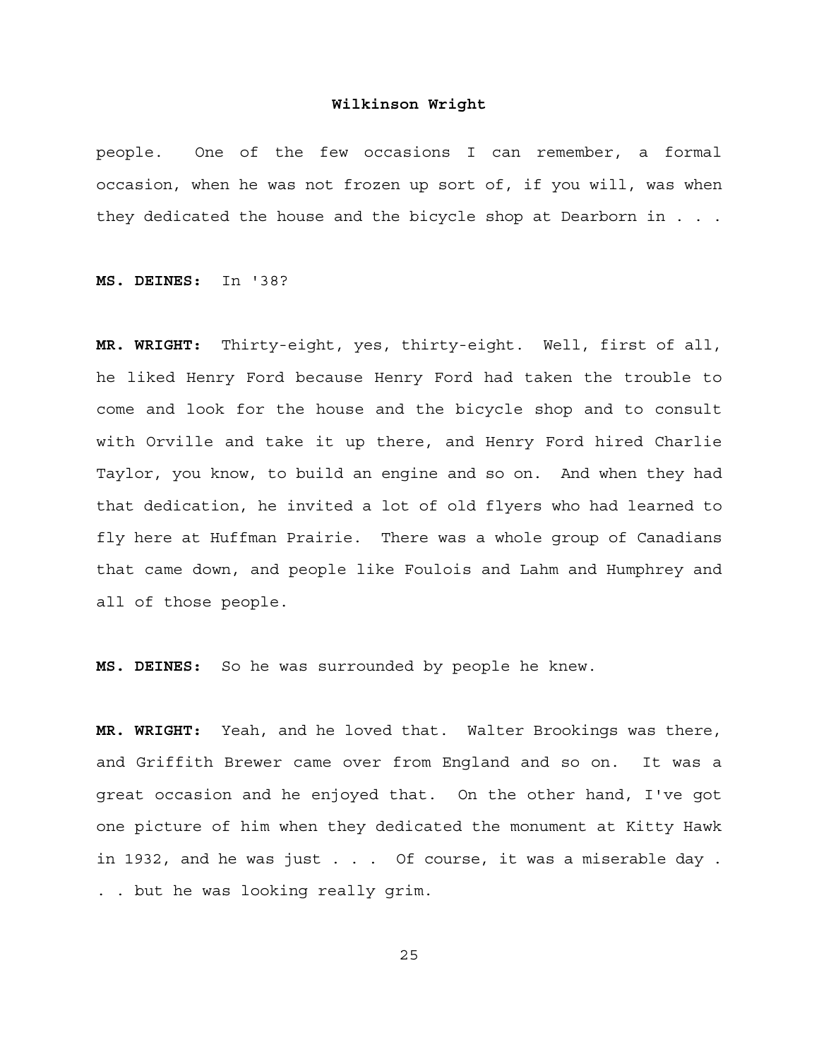people. One of the few occasions I can remember, a formal occasion, when he was not frozen up sort of, if you will, was when they dedicated the house and the bicycle shop at Dearborn in . . .

**MS. DEINES:** In '38?

**MR. WRIGHT:** Thirty-eight, yes, thirty-eight. Well, first of all, he liked Henry Ford because Henry Ford had taken the trouble to come and look for the house and the bicycle shop and to consult with Orville and take it up there, and Henry Ford hired Charlie Taylor, you know, to build an engine and so on. And when they had that dedication, he invited a lot of old flyers who had learned to fly here at Huffman Prairie. There was a whole group of Canadians that came down, and people like Foulois and Lahm and Humphrey and all of those people.

**MS. DEINES:** So he was surrounded by people he knew.

**MR. WRIGHT:** Yeah, and he loved that. Walter Brookings was there, and Griffith Brewer came over from England and so on. It was a great occasion and he enjoyed that. On the other hand, I've got one picture of him when they dedicated the monument at Kitty Hawk in 1932, and he was just . . . Of course, it was a miserable day . . . but he was looking really grim.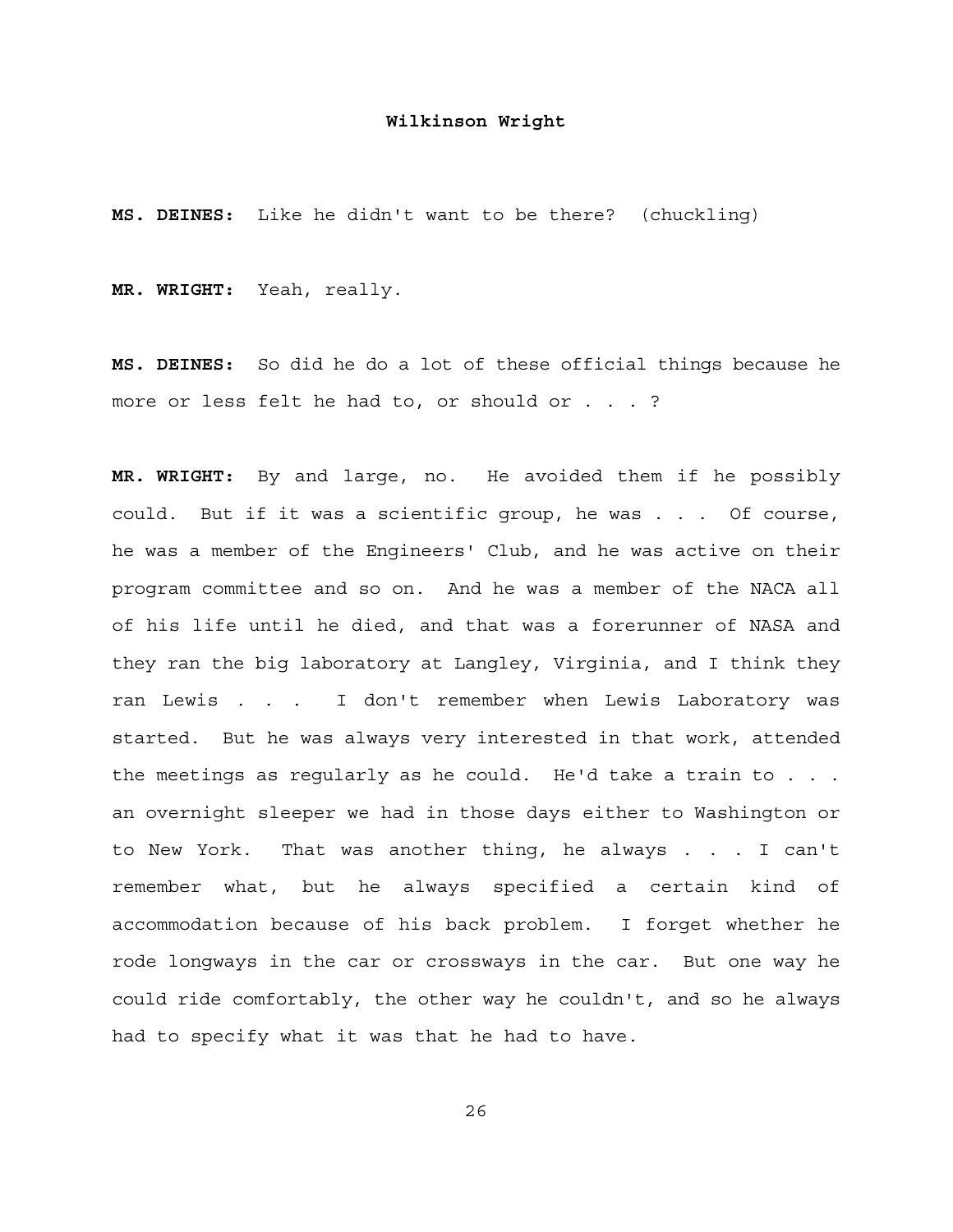**MS. DEINES:** Like he didn't want to be there? (chuckling)

**MR. WRIGHT:** Yeah, really.

**MS. DEINES:** So did he do a lot of these official things because he more or less felt he had to, or should or . . . ?

**MR. WRIGHT:** By and large, no. He avoided them if he possibly could. But if it was a scientific group, he was . . . Of course, he was a member of the Engineers' Club, and he was active on their program committee and so on. And he was a member of the NACA all of his life until he died, and that was a forerunner of NASA and they ran the big laboratory at Langley, Virginia, and I think they ran Lewis . . . I don't remember when Lewis Laboratory was started. But he was always very interested in that work, attended the meetings as regularly as he could. He'd take a train to . . . an overnight sleeper we had in those days either to Washington or to New York. That was another thing, he always . . . I can't remember what, but he always specified a certain kind of accommodation because of his back problem. I forget whether he rode longways in the car or crossways in the car. But one way he could ride comfortably, the other way he couldn't, and so he always had to specify what it was that he had to have.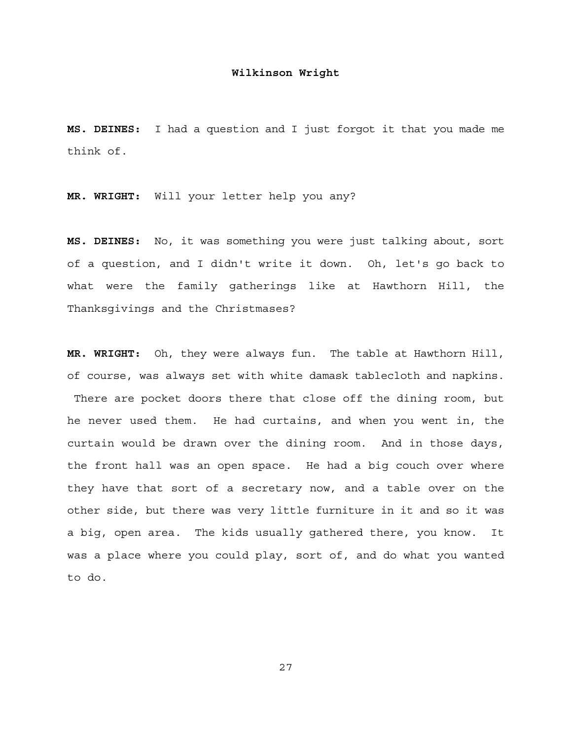**MS. DEINES:** I had a question and I just forgot it that you made me think of.

**MR. WRIGHT:** Will your letter help you any?

**MS. DEINES:** No, it was something you were just talking about, sort of a question, and I didn't write it down. Oh, let's go back to what were the family gatherings like at Hawthorn Hill, the Thanksgivings and the Christmases?

**MR. WRIGHT:** Oh, they were always fun. The table at Hawthorn Hill, of course, was always set with white damask tablecloth and napkins. There are pocket doors there that close off the dining room, but he never used them. He had curtains, and when you went in, the curtain would be drawn over the dining room. And in those days, the front hall was an open space. He had a big couch over where they have that sort of a secretary now, and a table over on the other side, but there was very little furniture in it and so it was a big, open area. The kids usually gathered there, you know. It was a place where you could play, sort of, and do what you wanted to do.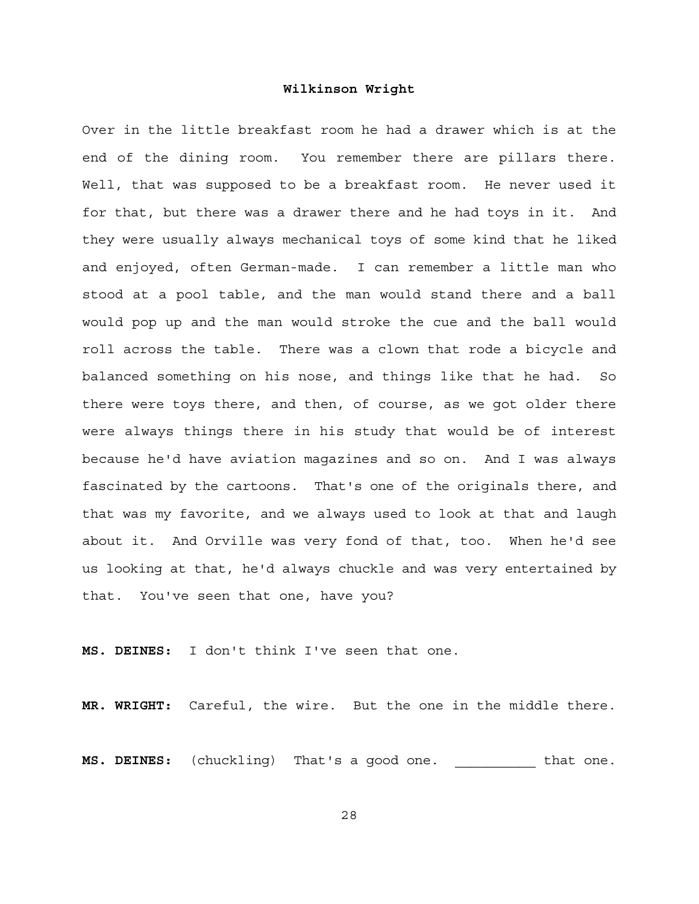Over in the little breakfast room he had a drawer which is at the end of the dining room. You remember there are pillars there. Well, that was supposed to be a breakfast room. He never used it for that, but there was a drawer there and he had toys in it. And they were usually always mechanical toys of some kind that he liked and enjoyed, often German-made. I can remember a little man who stood at a pool table, and the man would stand there and a ball would pop up and the man would stroke the cue and the ball would roll across the table. There was a clown that rode a bicycle and balanced something on his nose, and things like that he had. So there were toys there, and then, of course, as we got older there were always things there in his study that would be of interest because he'd have aviation magazines and so on. And I was always fascinated by the cartoons. That's one of the originals there, and that was my favorite, and we always used to look at that and laugh about it. And Orville was very fond of that, too. When he'd see us looking at that, he'd always chuckle and was very entertained by that. You've seen that one, have you?

**MS. DEINES:** I don't think I've seen that one.

**MR. WRIGHT:** Careful, the wire. But the one in the middle there.

**MS. DEINES:** (chuckling) That's a good one. __________ that one.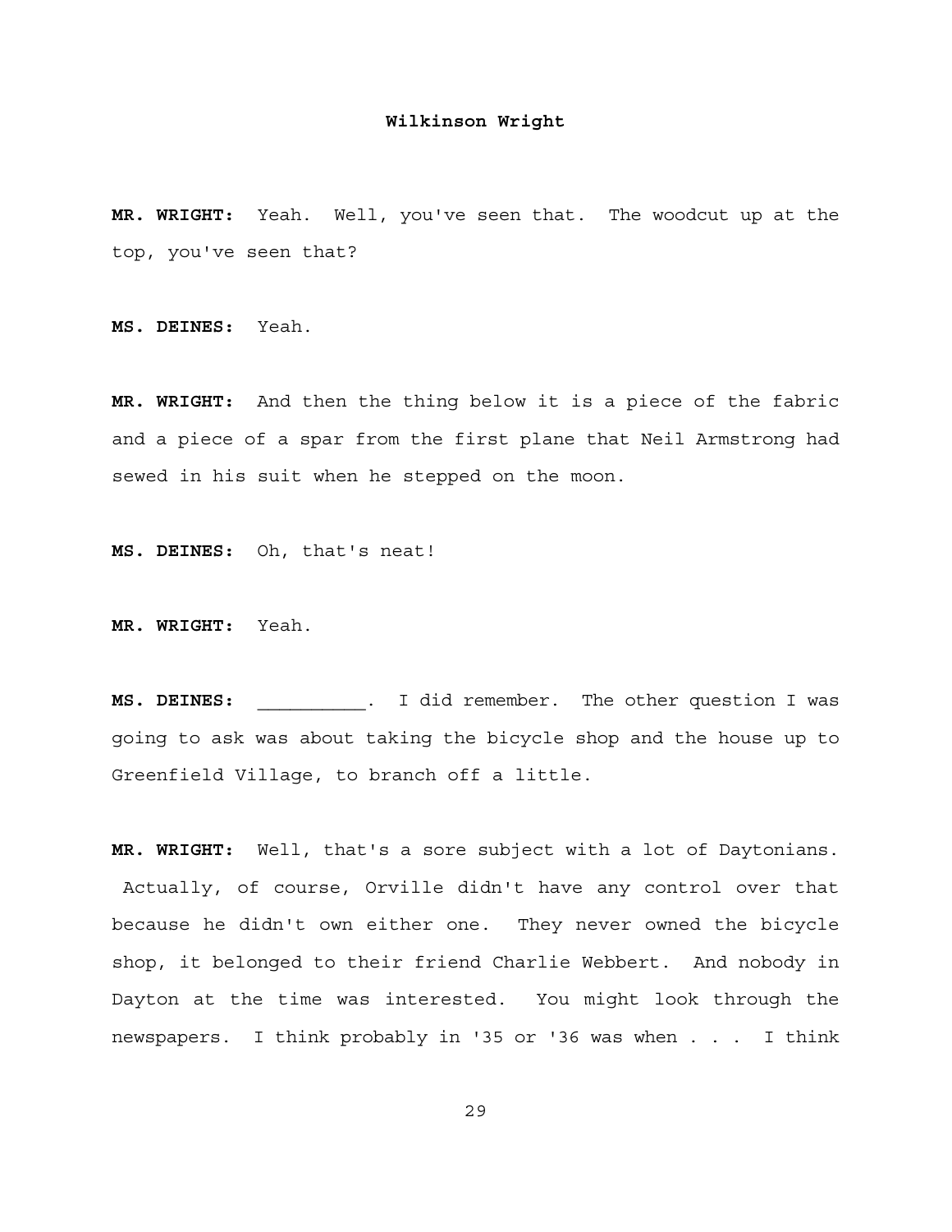**MR. WRIGHT:** Yeah. Well, you've seen that. The woodcut up at the top, you've seen that?

**MS. DEINES:** Yeah.

**MR. WRIGHT:** And then the thing below it is a piece of the fabric and a piece of a spar from the first plane that Neil Armstrong had sewed in his suit when he stepped on the moon.

**MS. DEINES:** Oh, that's neat!

**MR. WRIGHT:** Yeah.

**MS. DEINES:** __________. I did remember. The other question I was going to ask was about taking the bicycle shop and the house up to Greenfield Village, to branch off a little.

**MR. WRIGHT:** Well, that's a sore subject with a lot of Daytonians. Actually, of course, Orville didn't have any control over that because he didn't own either one. They never owned the bicycle shop, it belonged to their friend Charlie Webbert. And nobody in Dayton at the time was interested. You might look through the newspapers. I think probably in '35 or '36 was when . . . I think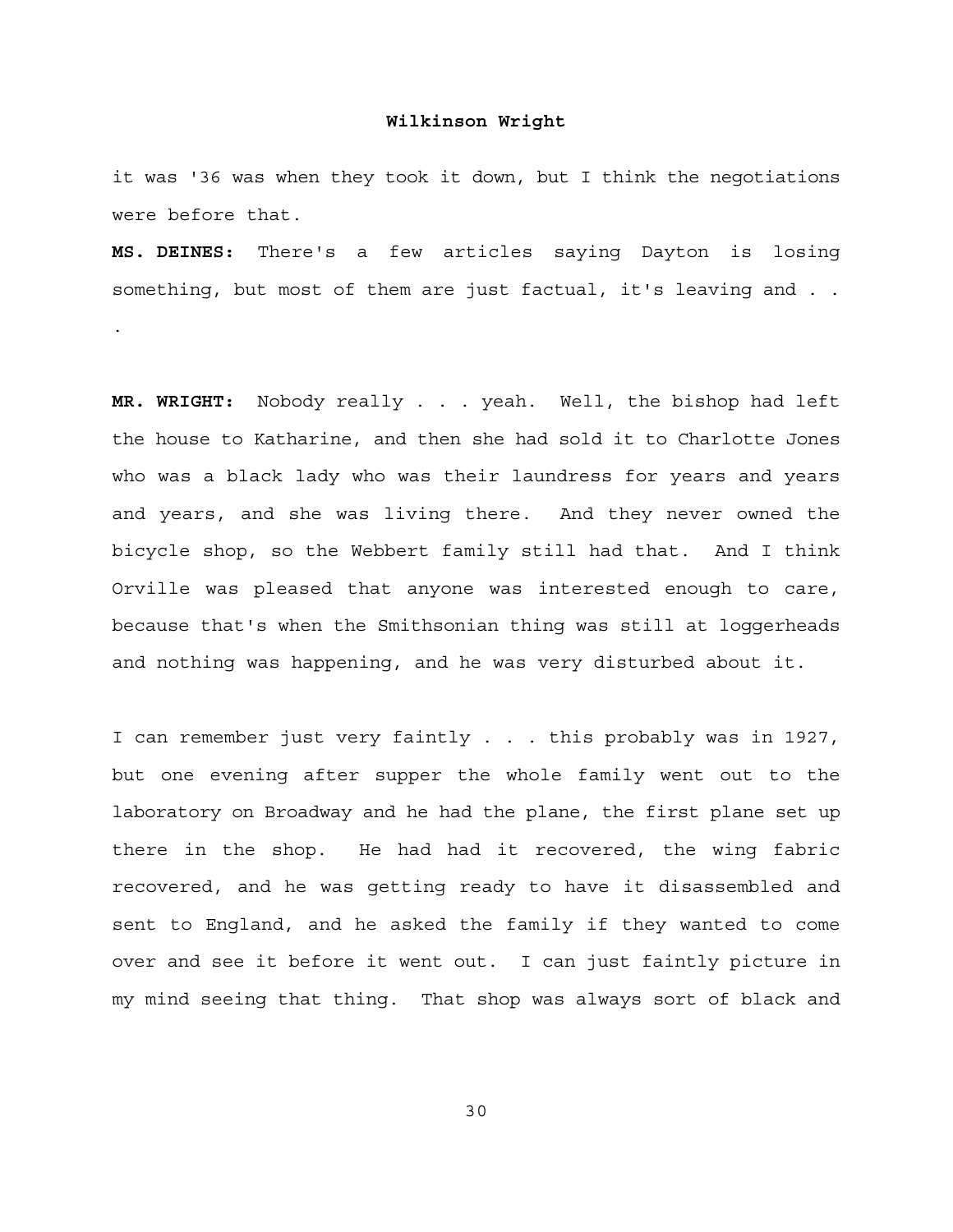it was '36 was when they took it down, but I think the negotiations were before that.

**MS. DEINES:** There's a few articles saying Dayton is losing something, but most of them are just factual, it's leaving and . . .

**MR. WRIGHT:** Nobody really . . . yeah. Well, the bishop had left the house to Katharine, and then she had sold it to Charlotte Jones who was a black lady who was their laundress for years and years and years, and she was living there. And they never owned the bicycle shop, so the Webbert family still had that. And I think Orville was pleased that anyone was interested enough to care, because that's when the Smithsonian thing was still at loggerheads and nothing was happening, and he was very disturbed about it.

I can remember just very faintly . . . this probably was in 1927, but one evening after supper the whole family went out to the laboratory on Broadway and he had the plane, the first plane set up there in the shop. He had had it recovered, the wing fabric recovered, and he was getting ready to have it disassembled and sent to England, and he asked the family if they wanted to come over and see it before it went out. I can just faintly picture in my mind seeing that thing. That shop was always sort of black and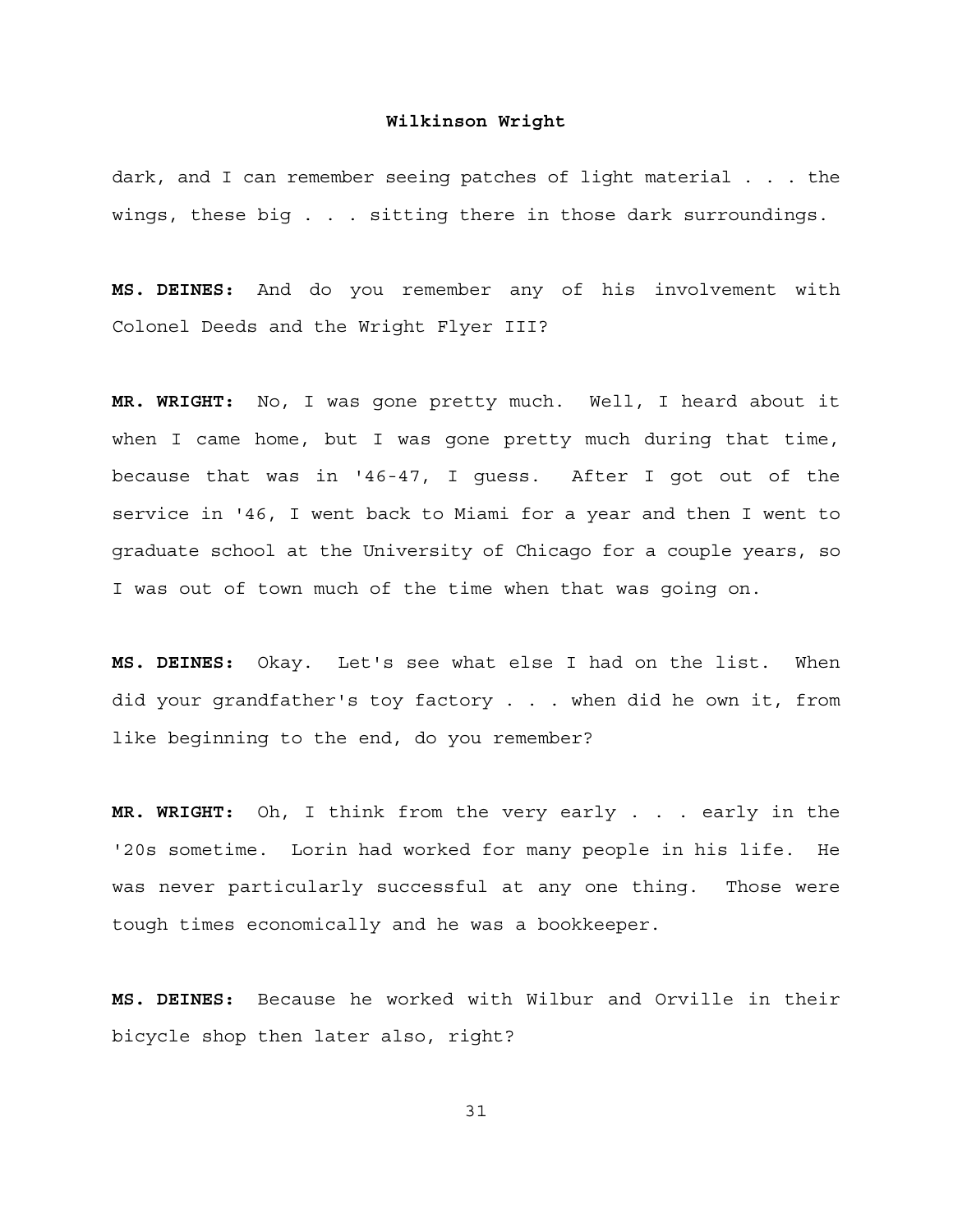dark, and I can remember seeing patches of light material . . . the wings, these big . . . sitting there in those dark surroundings.

**MS. DEINES:** And do you remember any of his involvement with Colonel Deeds and the Wright Flyer III?

**MR. WRIGHT:** No, I was gone pretty much. Well, I heard about it when I came home, but I was gone pretty much during that time, because that was in '46-47, I guess. After I got out of the service in '46, I went back to Miami for a year and then I went to graduate school at the University of Chicago for a couple years, so I was out of town much of the time when that was going on.

**MS. DEINES:** Okay. Let's see what else I had on the list. When did your grandfather's toy factory . . . when did he own it, from like beginning to the end, do you remember?

**MR. WRIGHT:** Oh, I think from the very early . . . early in the '20s sometime. Lorin had worked for many people in his life. He was never particularly successful at any one thing. Those were tough times economically and he was a bookkeeper.

**MS. DEINES:** Because he worked with Wilbur and Orville in their bicycle shop then later also, right?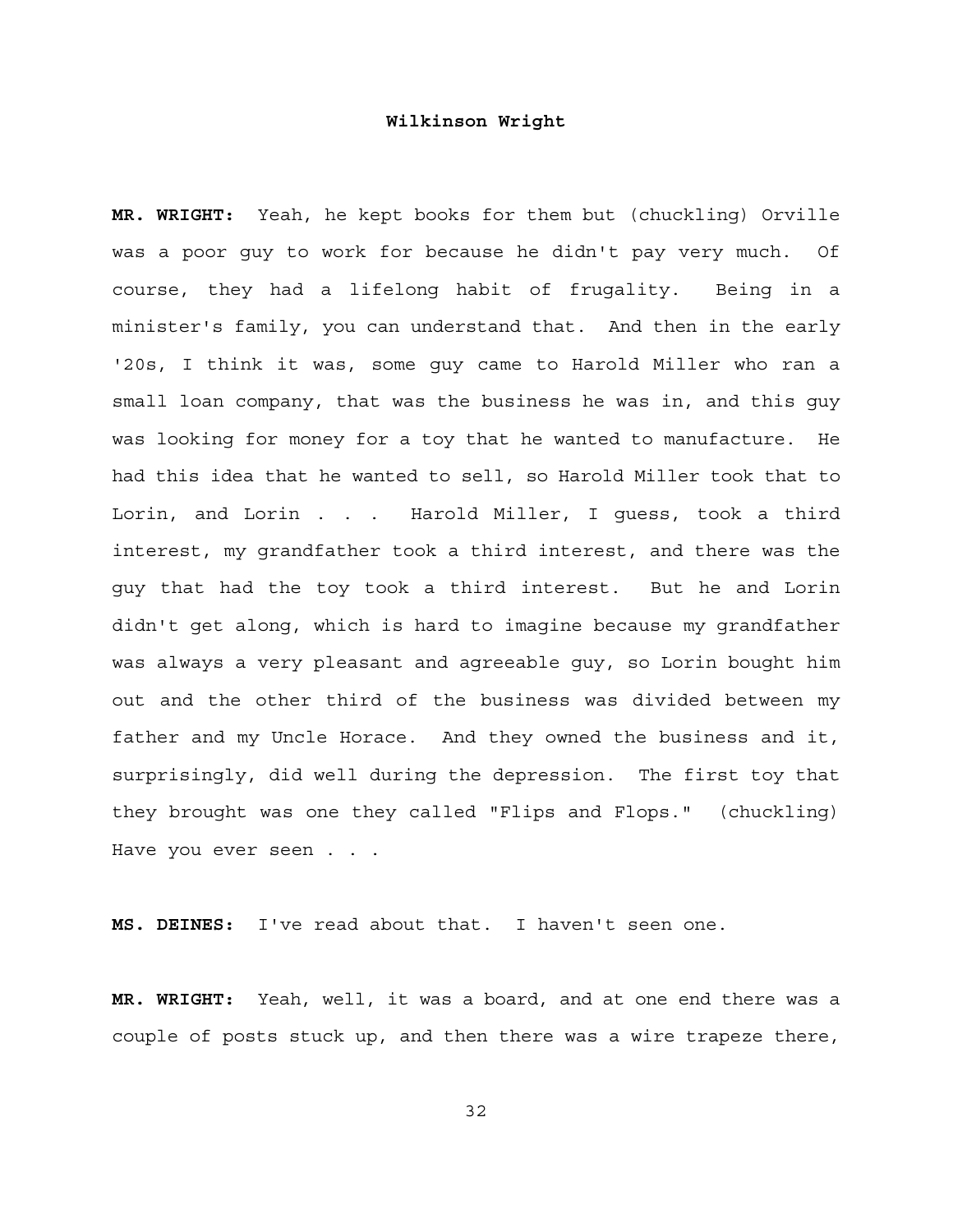**MR. WRIGHT:** Yeah, he kept books for them but (chuckling) Orville was a poor guy to work for because he didn't pay very much. Of course, they had a lifelong habit of frugality. Being in a minister's family, you can understand that. And then in the early '20s, I think it was, some guy came to Harold Miller who ran a small loan company, that was the business he was in, and this guy was looking for money for a toy that he wanted to manufacture. He had this idea that he wanted to sell, so Harold Miller took that to Lorin, and Lorin . . . Harold Miller, I guess, took a third interest, my grandfather took a third interest, and there was the guy that had the toy took a third interest. But he and Lorin didn't get along, which is hard to imagine because my grandfather was always a very pleasant and agreeable guy, so Lorin bought him out and the other third of the business was divided between my father and my Uncle Horace. And they owned the business and it, surprisingly, did well during the depression. The first toy that they brought was one they called "Flips and Flops." (chuckling) Have you ever seen . . .

**MS. DEINES:** I've read about that. I haven't seen one.

**MR. WRIGHT:** Yeah, well, it was a board, and at one end there was a couple of posts stuck up, and then there was a wire trapeze there,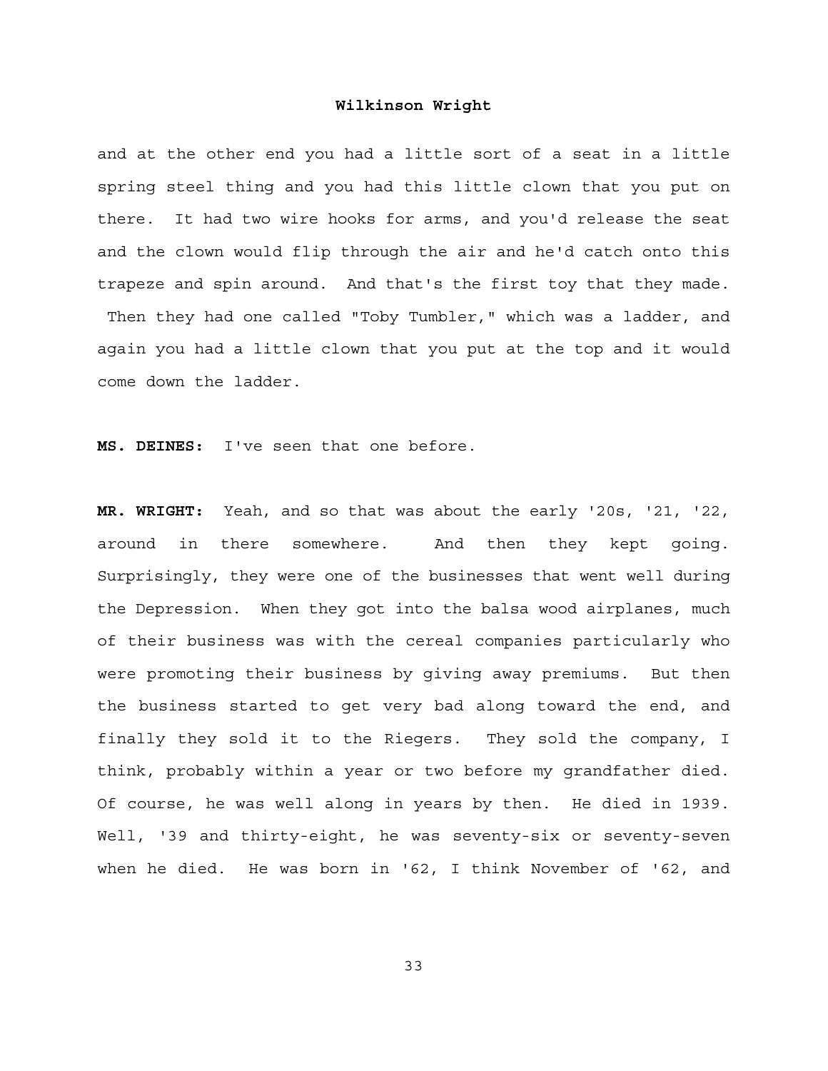and at the other end you had a little sort of a seat in a little spring steel thing and you had this little clown that you put on there. It had two wire hooks for arms, and you'd release the seat and the clown would flip through the air and he'd catch onto this trapeze and spin around. And that's the first toy that they made. Then they had one called "Toby Tumbler," which was a ladder, and again you had a little clown that you put at the top and it would come down the ladder.

**MS. DEINES:** I've seen that one before.

**MR. WRIGHT:** Yeah, and so that was about the early '20s, '21, '22, around in there somewhere. And then they kept going. Surprisingly, they were one of the businesses that went well during the Depression. When they got into the balsa wood airplanes, much of their business was with the cereal companies particularly who were promoting their business by giving away premiums. But then the business started to get very bad along toward the end, and finally they sold it to the Riegers. They sold the company, I think, probably within a year or two before my grandfather died. Of course, he was well along in years by then. He died in 1939. Well, '39 and thirty-eight, he was seventy-six or seventy-seven when he died. He was born in '62, I think November of '62, and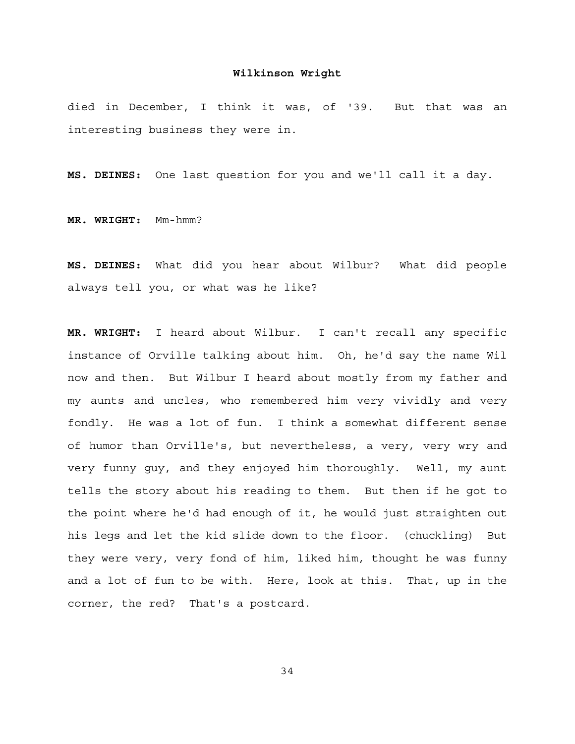died in December, I think it was, of '39. But that was an interesting business they were in.

**MS. DEINES:** One last question for you and we'll call it a day.

**MR. WRIGHT:** Mm-hmm?

**MS. DEINES:** What did you hear about Wilbur? What did people always tell you, or what was he like?

**MR. WRIGHT:** I heard about Wilbur. I can't recall any specific instance of Orville talking about him. Oh, he'd say the name Wil now and then. But Wilbur I heard about mostly from my father and my aunts and uncles, who remembered him very vividly and very fondly. He was a lot of fun. I think a somewhat different sense of humor than Orville's, but nevertheless, a very, very wry and very funny guy, and they enjoyed him thoroughly. Well, my aunt tells the story about his reading to them. But then if he got to the point where he'd had enough of it, he would just straighten out his legs and let the kid slide down to the floor. (chuckling) But they were very, very fond of him, liked him, thought he was funny and a lot of fun to be with. Here, look at this. That, up in the corner, the red? That's a postcard.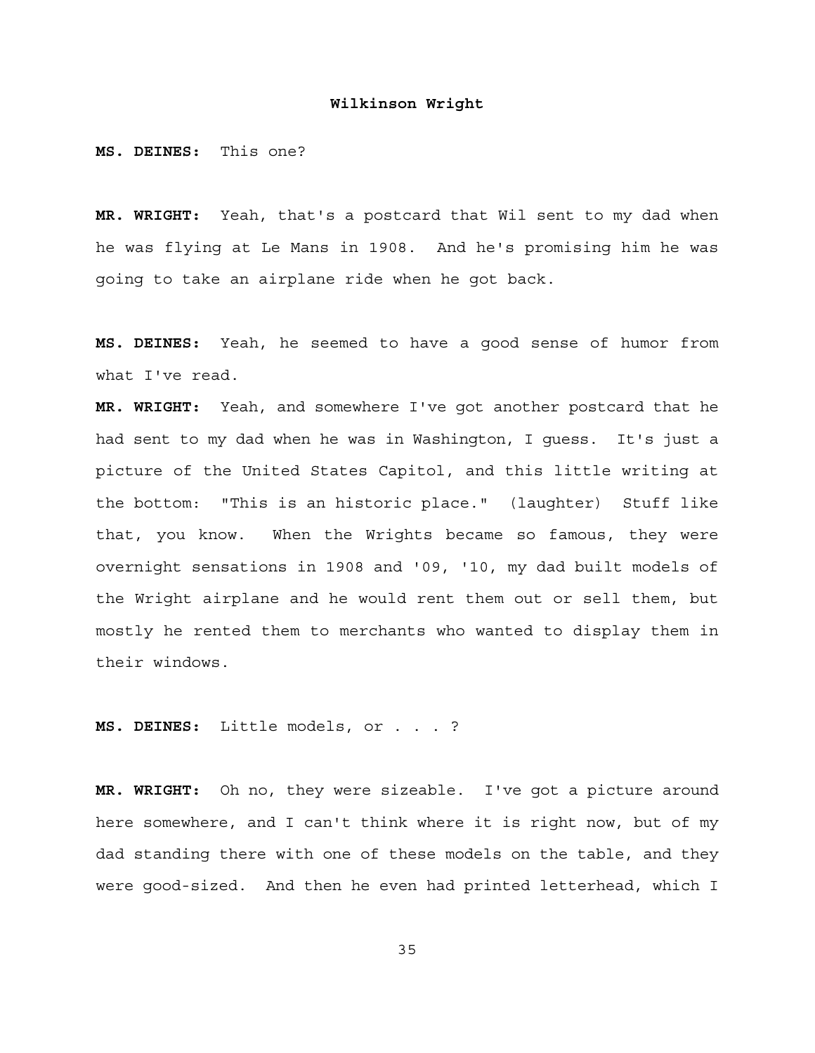**MS. DEINES:** This one?

**MR. WRIGHT:** Yeah, that's a postcard that Wil sent to my dad when he was flying at Le Mans in 1908. And he's promising him he was going to take an airplane ride when he got back.

**MS. DEINES:** Yeah, he seemed to have a good sense of humor from what I've read.

**MR. WRIGHT:** Yeah, and somewhere I've got another postcard that he had sent to my dad when he was in Washington, I guess. It's just a picture of the United States Capitol, and this little writing at the bottom: "This is an historic place." (laughter) Stuff like that, you know. When the Wrights became so famous, they were overnight sensations in 1908 and '09, '10, my dad built models of the Wright airplane and he would rent them out or sell them, but mostly he rented them to merchants who wanted to display them in their windows.

**MS. DEINES:** Little models, or . . . ?

**MR. WRIGHT:** Oh no, they were sizeable. I've got a picture around here somewhere, and I can't think where it is right now, but of my dad standing there with one of these models on the table, and they were good-sized. And then he even had printed letterhead, which I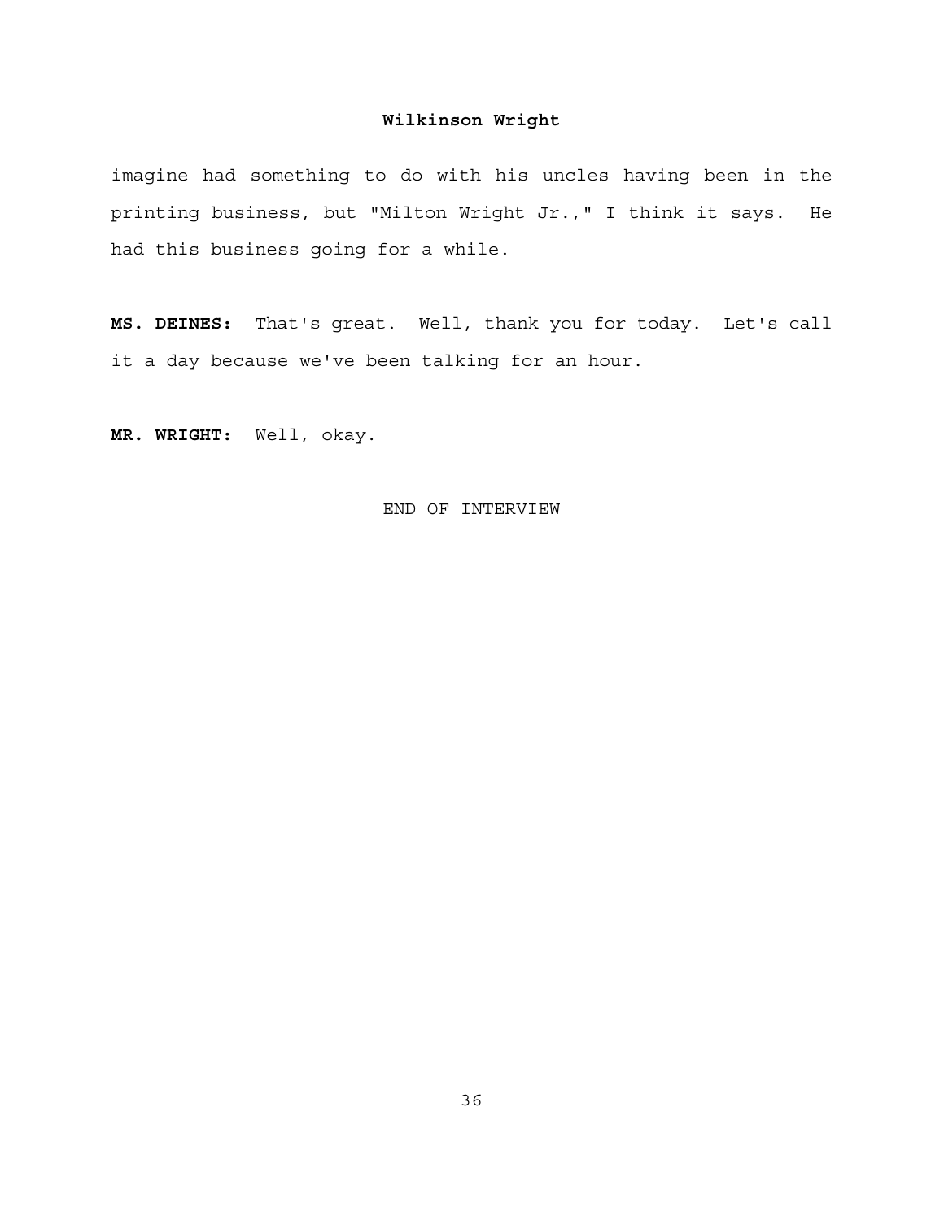imagine had something to do with his uncles having been in the printing business, but "Milton Wright Jr.," I think it says. He had this business going for a while.

**MS. DEINES:** That's great. Well, thank you for today. Let's call it a day because we've been talking for an hour.

**MR. WRIGHT:** Well, okay.

END OF INTERVIEW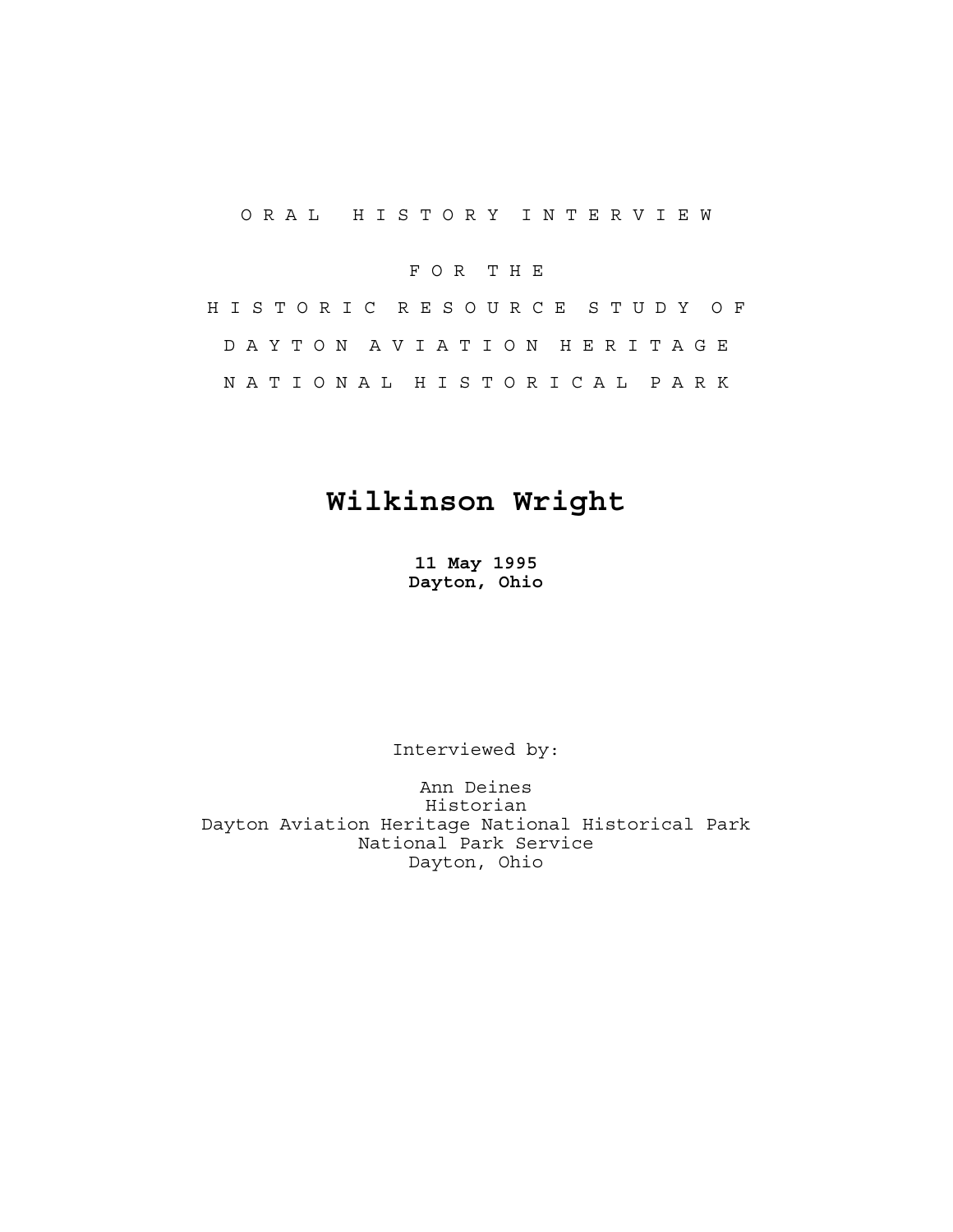ORAL HISTORY INTERVIEW

FOR THE

HISTORIC RESOURCE STUDY OF

DAYTON AVIATION HERITAGE

NATIONAL HISTORICAL PARK

# Wilkinson Wright

**11 May 1995**
**Dayton, Ohio**

Interviewed by:

Ann Deines
Historian
Dayton Aviation Heritage National Historical Park
National Park Service
Dayton, Ohio